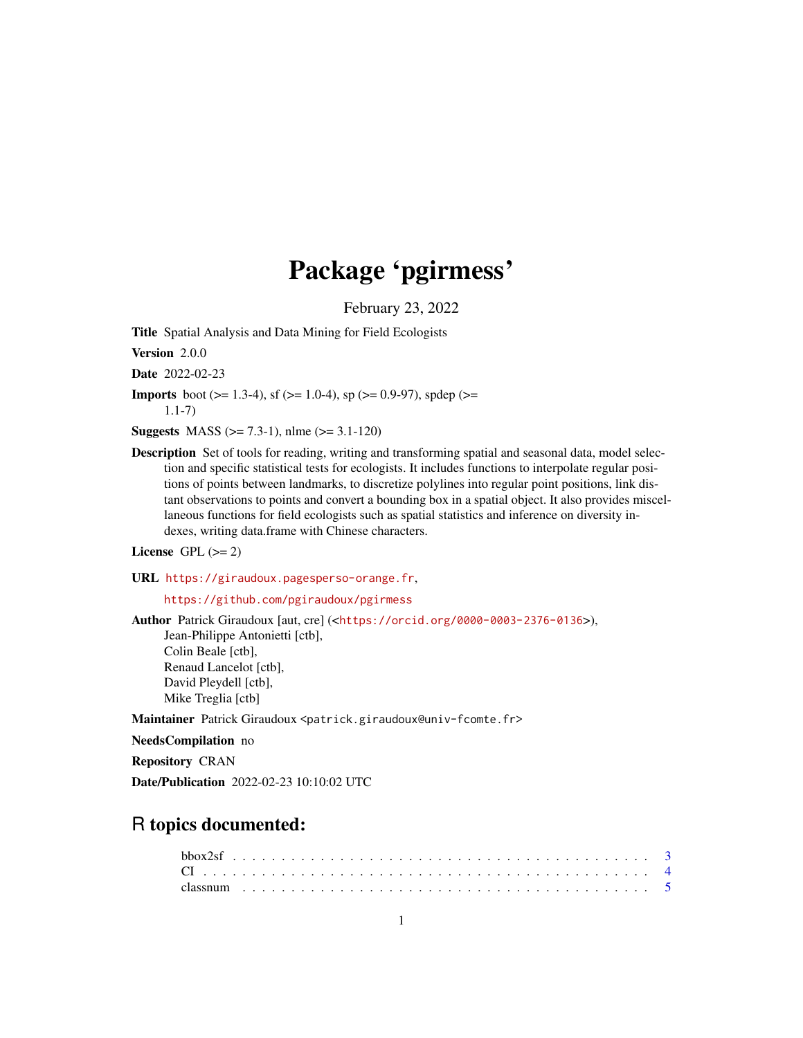# Package 'pgirmess'

February 23, 2022

**Title** Spatial Analysis and Data Mining for Field Ecologists

**Version** 2.0.0

**Date** 2022-02-23

**Imports** boot (>= 1.3-4), sf (>= 1.0-4), sp (>= 0.9-97), spdep (>= 1.1-7)

**Suggests** MASS (>= 7.3-1), nlme (>= 3.1-120)

**Description** Set of tools for reading, writing and transforming spatial and seasonal data, model selection and specific statistical tests for ecologists. It includes functions to interpolate regular positions of points between landmarks, to discretize polylines into regular point positions, link distant observations to points and convert a bounding box in a spatial object. It also provides miscellaneous functions for field ecologists such as spatial statistics and inference on diversity indexes, writing data.frame with Chinese characters.

**License** GPL (>= 2)

**URL** https://giraudoux.pagesperso-orange.fr,

https://github.com/pgiraudoux/pgirmess

**Author** Patrick Giraudoux [aut, cre] (<https://orcid.org/0000-0003-2376-0136>),
Jean-Philippe Antonietti [ctb],
Colin Beale [ctb],
Renaud Lancelot [ctb],
David Pleydell [ctb],
Mike Treglia [ctb]

**Maintainer** Patrick Giraudoux <patrick.giraudoux@univ-fcomte.fr>

**NeedsCompilation** no

**Repository** CRAN

**Date/Publication** 2022-02-23 10:10:02 UTC

## R topics documented:

bbox2sf . . . . . . . . . . . . . . . . . . . . . . . . . . . . . . . . . . . . . . . . . . . 3
CI . . . . . . . . . . . . . . . . . . . . . . . . . . . . . . . . . . . . . . . . . . . . . . 4
classnum . . . . . . . . . . . . . . . . . . . . . . . . . . . . . . . . . . . . . . . . . . . 5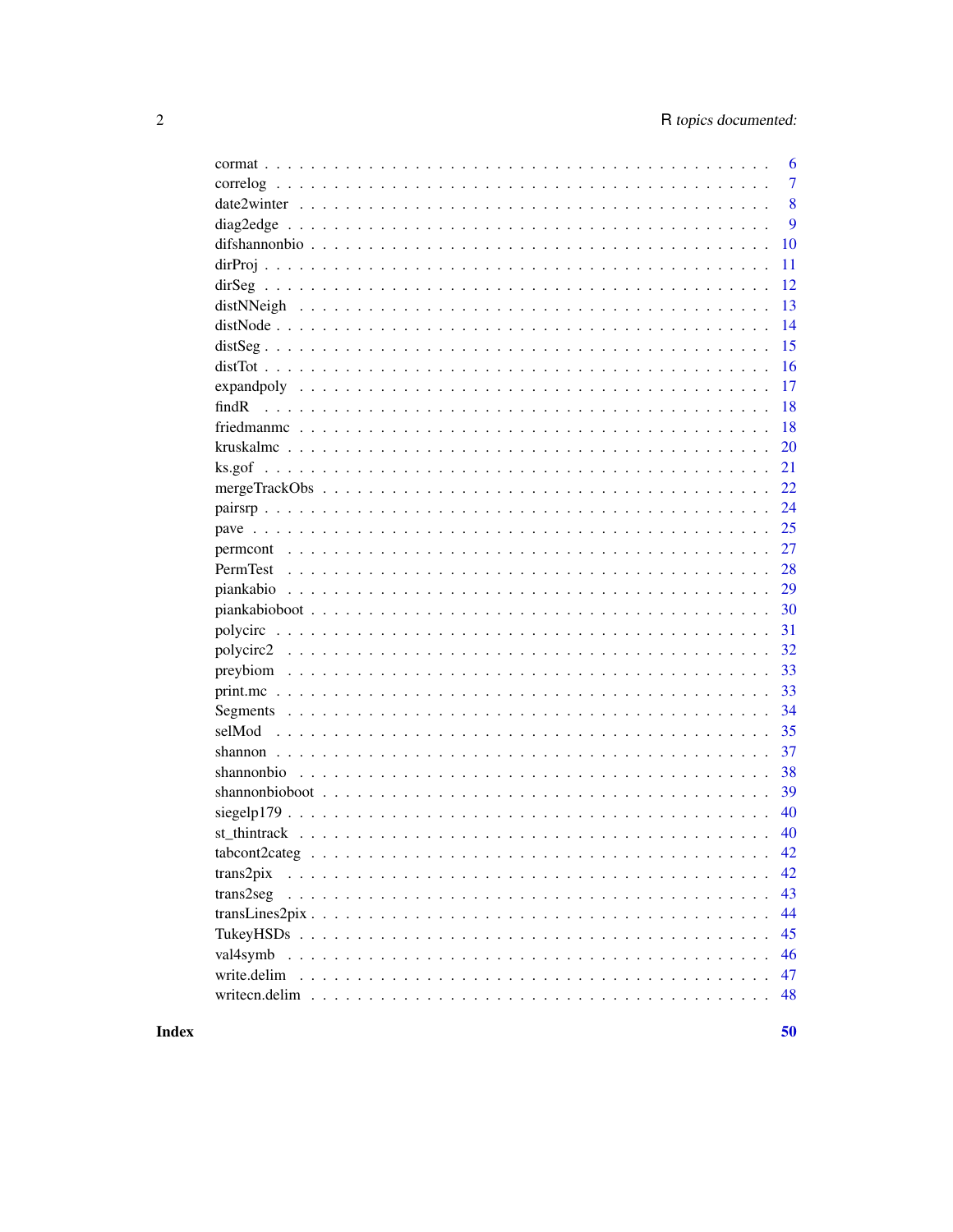| | |
|---|---|
| cormat | 6 |
| correlog | 7 |
| date2winter | 8 |
| diag2edge | 9 |
| difshannonbio | 10 |
| dirProj | 11 |
| dirSeg | 12 |
| distNNeigh | 13 |
| distNode | 14 |
| distSeg | 15 |
| distTot | 16 |
| expandpoly | 17 |
| findR | 18 |
| friedmanmc | 18 |
| kruskalmc | 20 |
| ks.gof | 21 |
| mergeTrackObs | 22 |
| pairsrp | 24 |
| pave | 25 |
| permcont | 27 |
| PermTest | 28 |
| piankabio | 29 |
| piankabioboot | 30 |
| polycirc | 31 |
| polycirc2 | 32 |
| preybiom | 33 |
| print.mc | 33 |
| Segments | 34 |
| selMod | 35 |
| shannon | 37 |
| shannonbio | 38 |
| shannonbioboot | 39 |
| siegelp179 | 40 |
| st_thintrack | 40 |
| tabcont2categ | 42 |
| trans2pix | 42 |
| trans2seg | 43 |
| transLines2pix | 44 |
| TukeyHSDs | 45 |
| val4symb | 46 |
| write.delim | 47 |
| writecn.delim | 48 |

**Index** **50**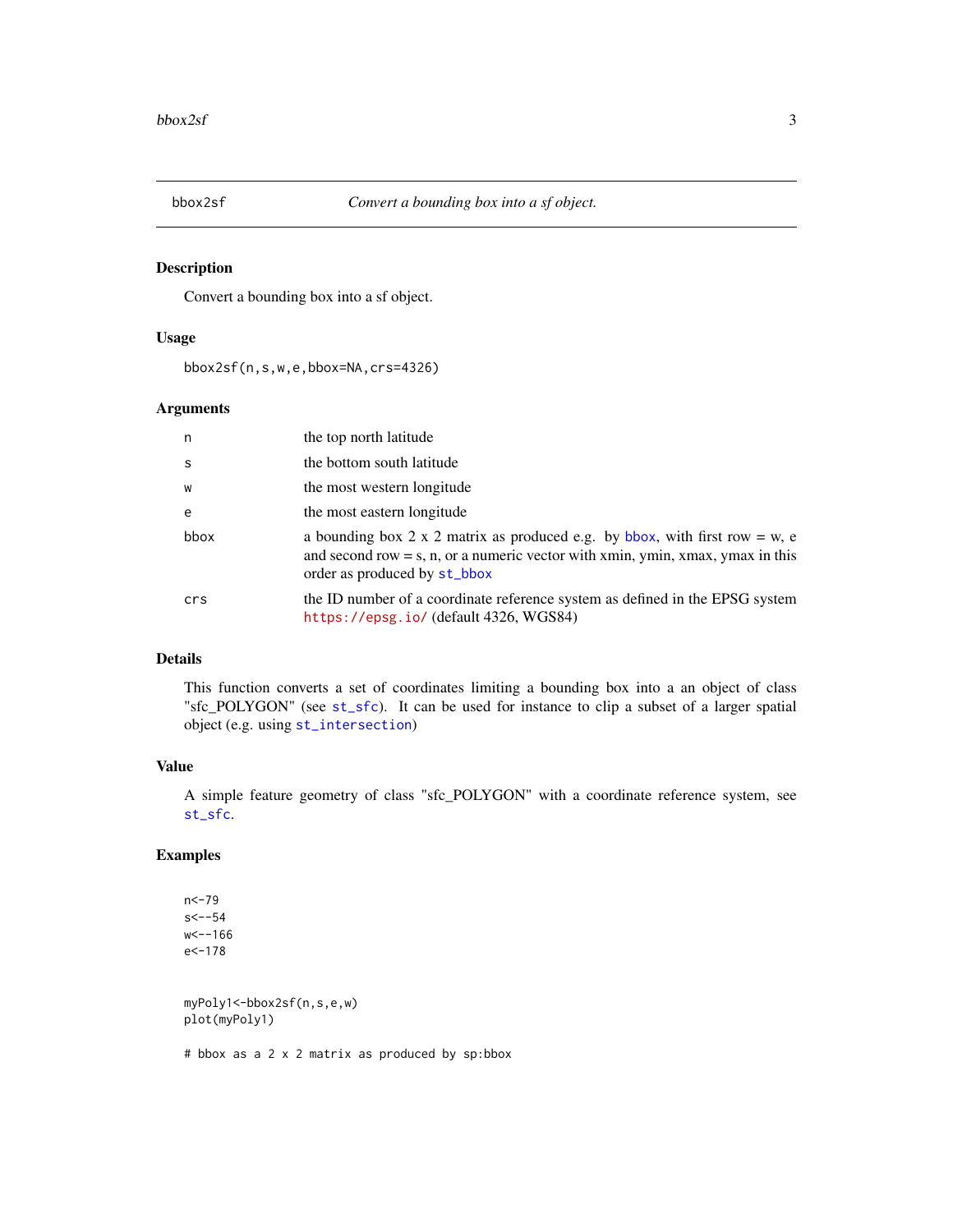## bbox2sf — *Convert a bounding box into a sf object.*

### Description

Convert a bounding box into a sf object.

### Usage

```
bbox2sf(n,s,w,e,bbox=NA,crs=4326)
```

### Arguments

| | |
|---|---|
| `n` | the top north latitude |
| `s` | the bottom south latitude |
| `w` | the most western longitude |
| `e` | the most eastern longitude |
| `bbox` | a bounding box 2 x 2 matrix as produced e.g. by bbox, with first row = w, e and second row = s, n, or a numeric vector with xmin, ymin, xmax, ymax in this order as produced by st_bbox |
| `crs` | the ID number of a coordinate reference system as defined in the EPSG system https://epsg.io/ (default 4326, WGS84) |

### Details

This function converts a set of coordinates limiting a bounding box into a an object of class "sfc_POLYGON" (see st_sfc). It can be used for instance to clip a subset of a larger spatial object (e.g. using st_intersection)

### Value

A simple feature geometry of class "sfc_POLYGON" with a coordinate reference system, see st_sfc.

### Examples

```
n<-79
s<--54
w<--166
e<-178


myPoly1<-bbox2sf(n,s,e,w)
plot(myPoly1)

# bbox as a 2 x 2 matrix as produced by sp:bbox
```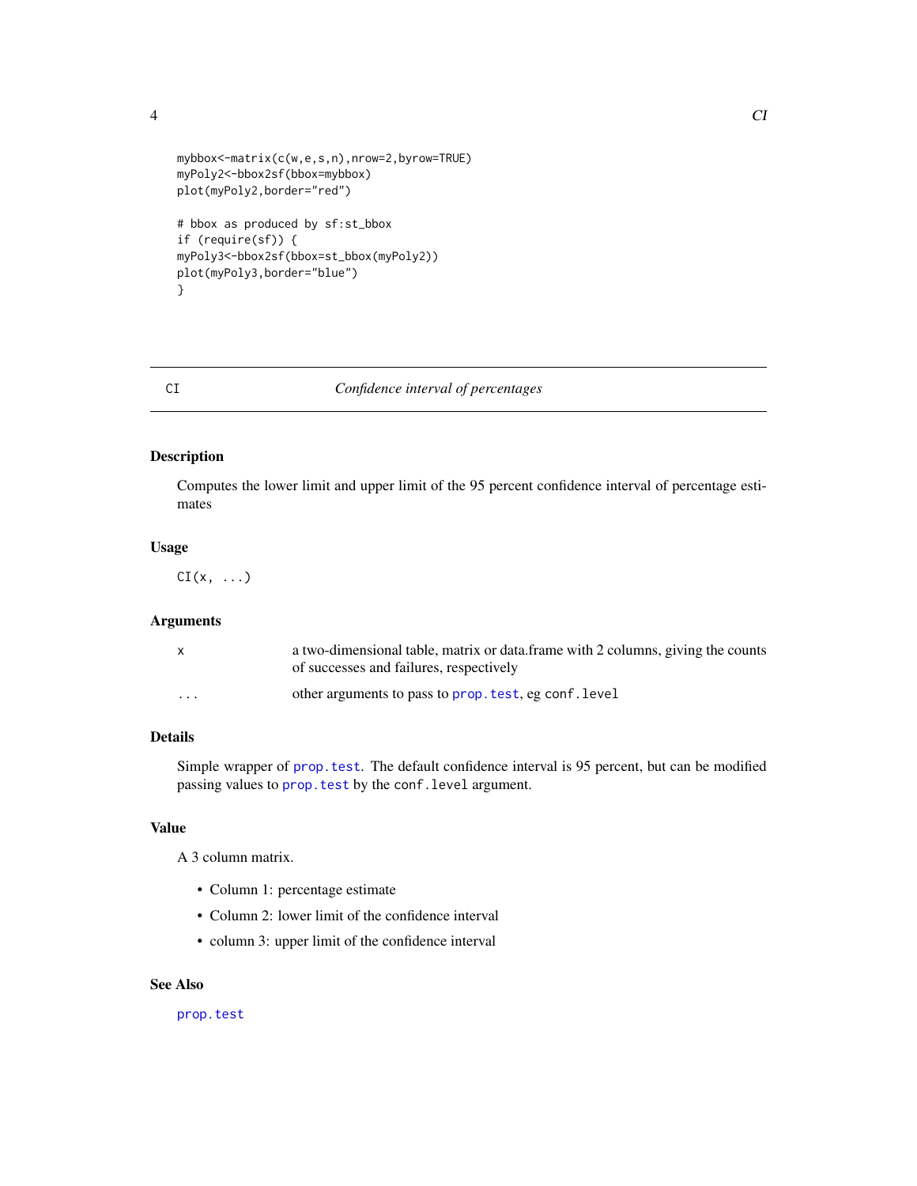```
mybbox<-matrix(c(w,e,s,n),nrow=2,byrow=TRUE)
myPoly2<-bbox2sf(bbox=mybbox)
plot(myPoly2,border="red")

# bbox as produced by sf:st_bbox
if (require(sf)) {
myPoly3<-bbox2sf(bbox=st_bbox(myPoly2))
plot(myPoly3,border="blue")
}
```

---

CI *Confidence interval of percentages*

---

### Description

Computes the lower limit and upper limit of the 95 percent confidence interval of percentage estimates

### Usage

```
CI(x, ...)
```

### Arguments

| | |
|---|---|
| x | a two-dimensional table, matrix or data.frame with 2 columns, giving the counts of successes and failures, respectively |
| ... | other arguments to pass to prop.test, eg conf.level |

### Details

Simple wrapper of prop.test. The default confidence interval is 95 percent, but can be modified passing values to prop.test by the conf.level argument.

### Value

A 3 column matrix.

- Column 1: percentage estimate
- Column 2: lower limit of the confidence interval
- column 3: upper limit of the confidence interval

### See Also

prop.test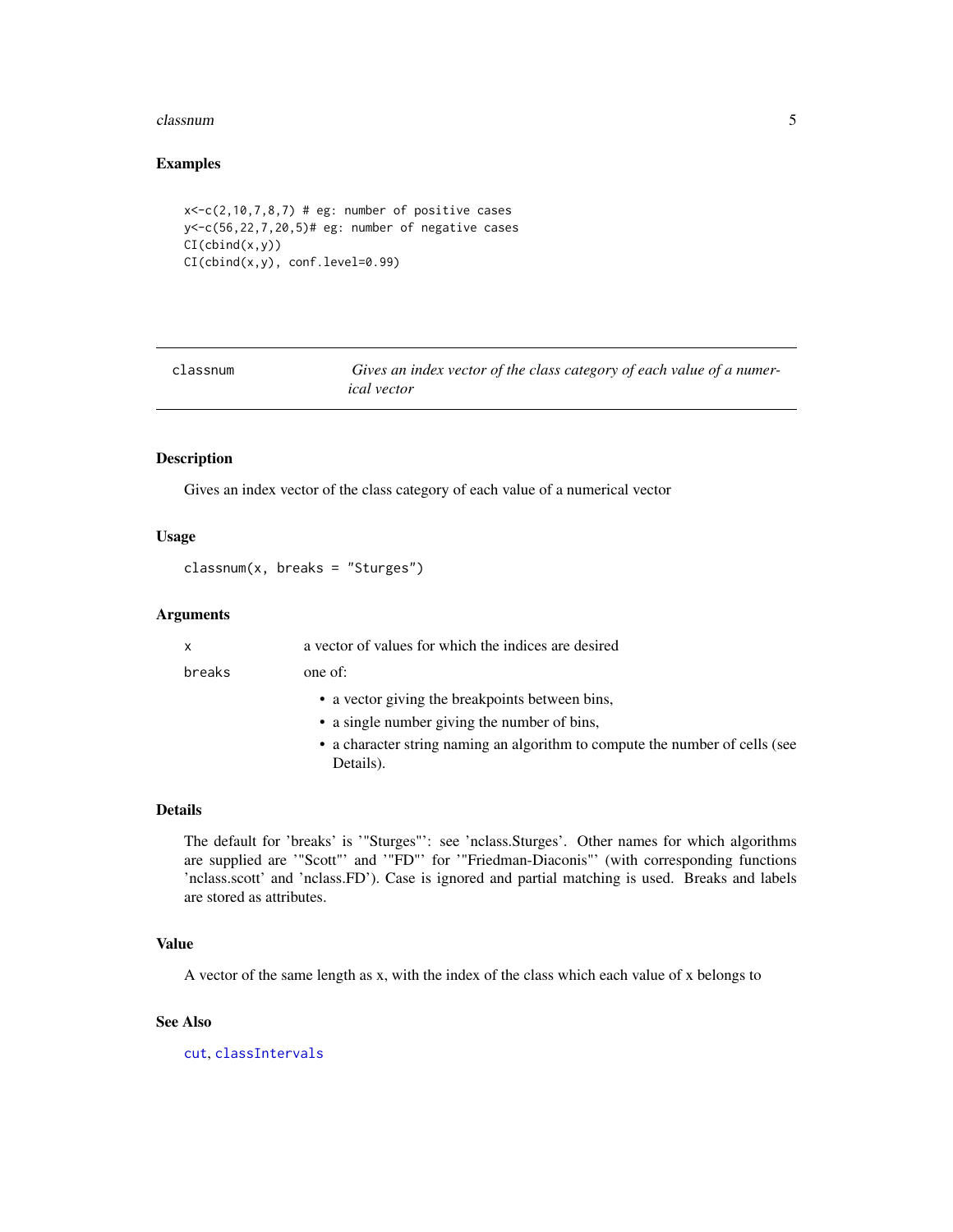## Examples

```
x<-c(2,10,7,8,7) # eg: number of positive cases
y<-c(56,22,7,20,5)# eg: number of negative cases
CI(cbind(x,y))
CI(cbind(x,y), conf.level=0.99)
```

---

# classnum — *Gives an index vector of the class category of each value of a numerical vector*

---

## Description

Gives an index vector of the class category of each value of a numerical vector

## Usage

```
classnum(x, breaks = "Sturges")
```

## Arguments

| | |
|---|---|
| x | a vector of values for which the indices are desired |
| breaks | one of:<br>• a vector giving the breakpoints between bins,<br>• a single number giving the number of bins,<br>• a character string naming an algorithm to compute the number of cells (see Details). |

## Details

The default for 'breaks' is '"Sturges"': see 'nclass.Sturges'. Other names for which algorithms are supplied are '"Scott"' and '"FD"' for '"Friedman-Diaconis"' (with corresponding functions 'nclass.scott' and 'nclass.FD'). Case is ignored and partial matching is used. Breaks and labels are stored as attributes.

## Value

A vector of the same length as x, with the index of the class which each value of x belongs to

## See Also

cut, classIntervals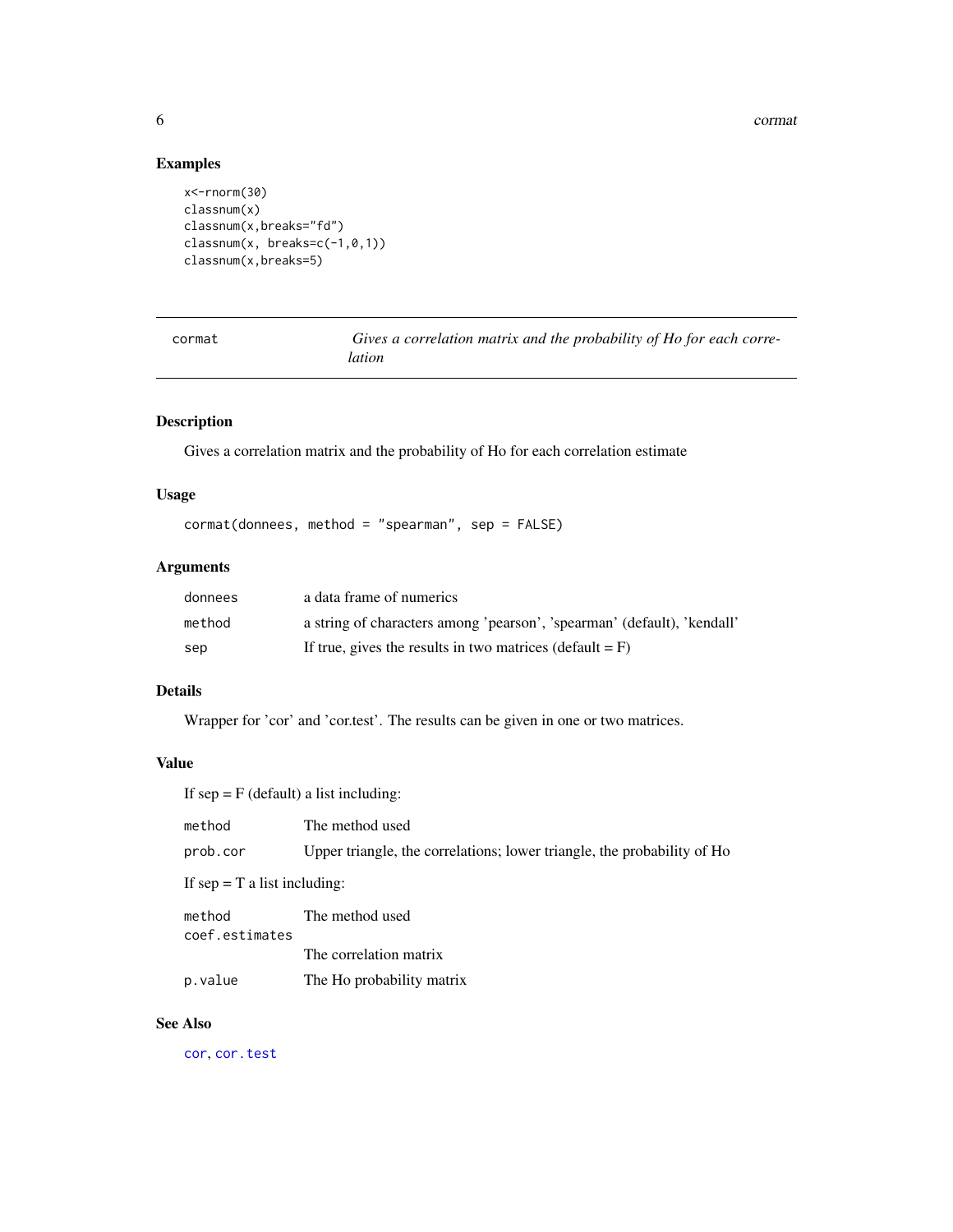## Examples

```
x<-rnorm(30)
classnum(x)
classnum(x,breaks="fd")
classnum(x, breaks=c(-1,0,1))
classnum(x,breaks=5)
```

---

# cormat — *Gives a correlation matrix and the probability of Ho for each correlation*

---

### Description

Gives a correlation matrix and the probability of Ho for each correlation estimate

### Usage

```
cormat(donnees, method = "spearman", sep = FALSE)
```

### Arguments

| | |
|---|---|
| `donnees` | a data frame of numerics |
| `method` | a string of characters among 'pearson', 'spearman' (default), 'kendall' |
| `sep` | If true, gives the results in two matrices (default = F) |

### Details

Wrapper for 'cor' and 'cor.test'. The results can be given in one or two matrices.

### Value

If sep = F (default) a list including:

| | |
|---|---|
| `method` | The method used |
| `prob.cor` | Upper triangle, the correlations; lower triangle, the probability of Ho |

If sep = T a list including:

| | |
|---|---|
| `method` | The method used |
| `coef.estimates` | The correlation matrix |
| `p.value` | The Ho probability matrix |

### See Also

`cor`, `cor.test`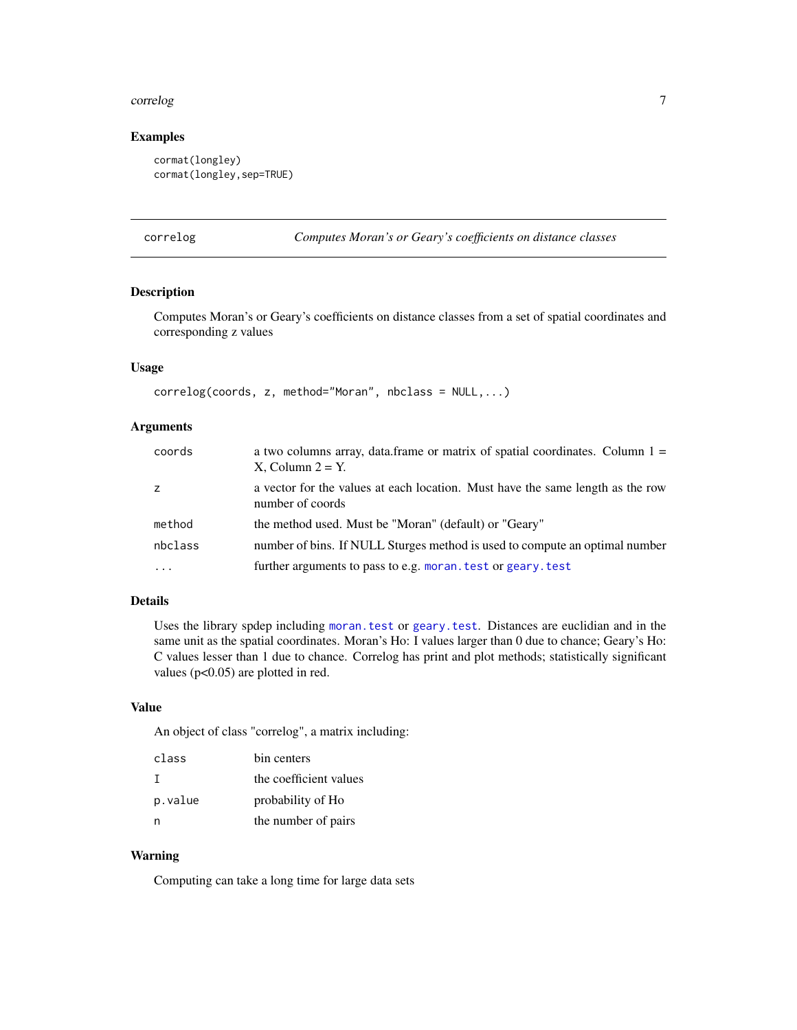## Examples

```
cormat(longley)
cormat(longley,sep=TRUE)
```

---

# correlog — *Computes Moran's or Geary's coefficients on distance classes*

## Description

Computes Moran's or Geary's coefficients on distance classes from a set of spatial coordinates and corresponding z values

## Usage

```
correlog(coords, z, method="Moran", nbclass = NULL,...)
```

## Arguments

| | |
|---|---|
| `coords` | a two columns array, data.frame or matrix of spatial coordinates. Column 1 = X, Column 2 = Y. |
| `z` | a vector for the values at each location. Must have the same length as the row number of coords |
| `method` | the method used. Must be "Moran" (default) or "Geary" |
| `nbclass` | number of bins. If NULL Sturges method is used to compute an optimal number |
| `...` | further arguments to pass to e.g. `moran.test` or `geary.test` |

## Details

Uses the library spdep including `moran.test` or `geary.test`. Distances are euclidian and in the same unit as the spatial coordinates. Moran's Ho: I values larger than 0 due to chance; Geary's Ho: C values lesser than 1 due to chance. Correlog has print and plot methods; statistically significant values ($p<0.05$) are plotted in red.

## Value

An object of class "correlog", a matrix including:

| | |
|---|---|
| `class` | bin centers |
| `I` | the coefficient values |
| `p.value` | probability of Ho |
| `n` | the number of pairs |

## Warning

Computing can take a long time for large data sets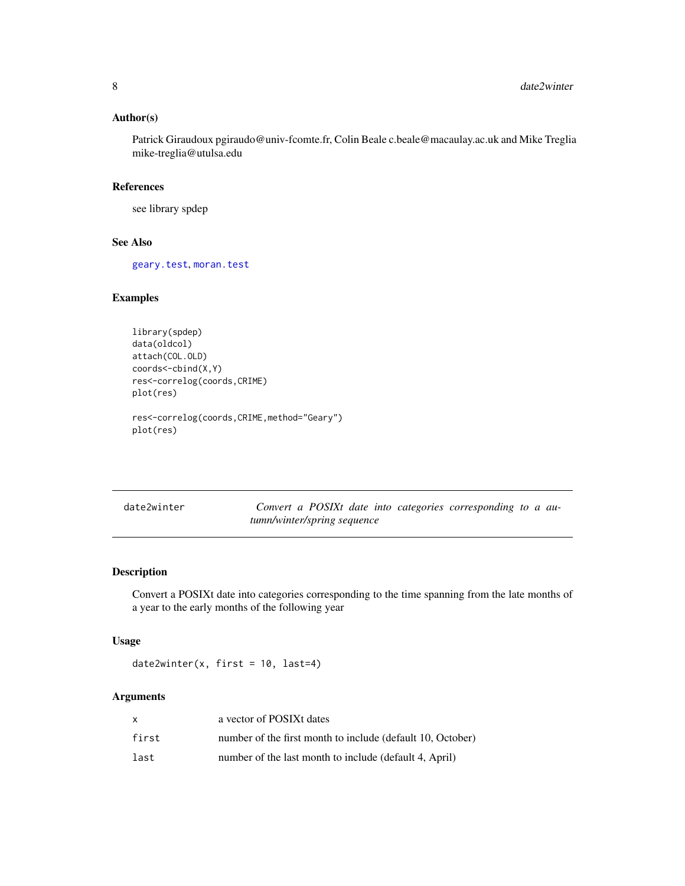### Author(s)

Patrick Giraudoux pgiraudo@univ-fcomte.fr, Colin Beale c.beale@macaulay.ac.uk and Mike Treglia mike-treglia@utulsa.edu

### References

see library spdep

### See Also

geary.test, moran.test

### Examples

```
library(spdep)
data(oldcol)
attach(COL.OLD)
coords<-cbind(X,Y)
res<-correlog(coords,CRIME)
plot(res)

res<-correlog(coords,CRIME,method="Geary")
plot(res)
```

---

## date2winter — *Convert a POSIXt date into categories corresponding to a autumn/winter/spring sequence*

---

### Description

Convert a POSIXt date into categories corresponding to the time spanning from the late months of a year to the early months of the following year

### Usage

```
date2winter(x, first = 10, last=4)
```

### Arguments

| | |
|---|---|
| x | a vector of POSIXt dates |
| first | number of the first month to include (default 10, October) |
| last | number of the last month to include (default 4, April) |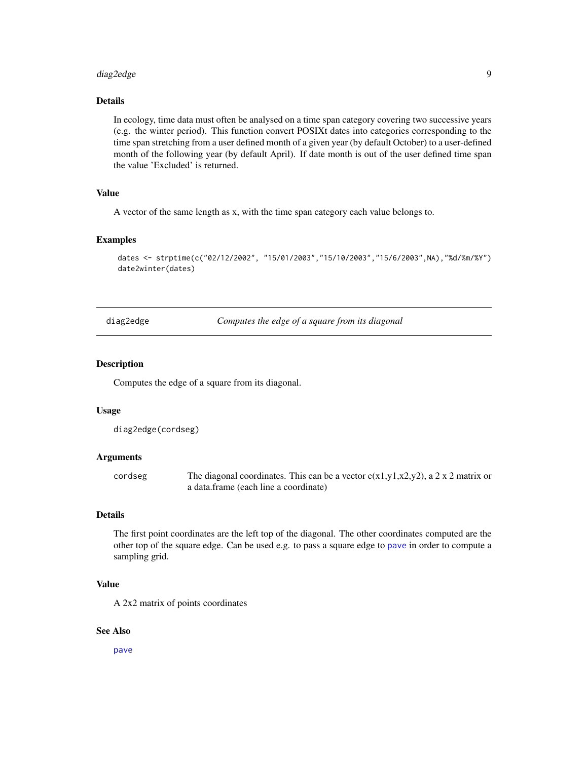### Details

In ecology, time data must often be analysed on a time span category covering two successive years (e.g. the winter period). This function convert POSIXt dates into categories corresponding to the time span stretching from a user defined month of a given year (by default October) to a user-defined month of the following year (by default April). If date month is out of the user defined time span the value 'Excluded' is returned.

### Value

A vector of the same length as x, with the time span category each value belongs to.

### Examples

```
dates <- strptime(c("02/12/2002", "15/01/2003","15/10/2003","15/6/2003",NA),"%d/%m/%Y")
date2winter(dates)
```

---

## diag2edge &emsp; *Computes the edge of a square from its diagonal*

---

### Description

Computes the edge of a square from its diagonal.

### Usage

```
diag2edge(cordseg)
```

### Arguments

| | |
|---|---|
| `cordseg` | The diagonal coordinates. This can be a vector c(x1,y1,x2,y2), a 2 x 2 matrix or a data.frame (each line a coordinate) |

### Details

The first point coordinates are the left top of the diagonal. The other coordinates computed are the other top of the square edge. Can be used e.g. to pass a square edge to `pave` in order to compute a sampling grid.

### Value

A 2x2 matrix of points coordinates

### See Also

`pave`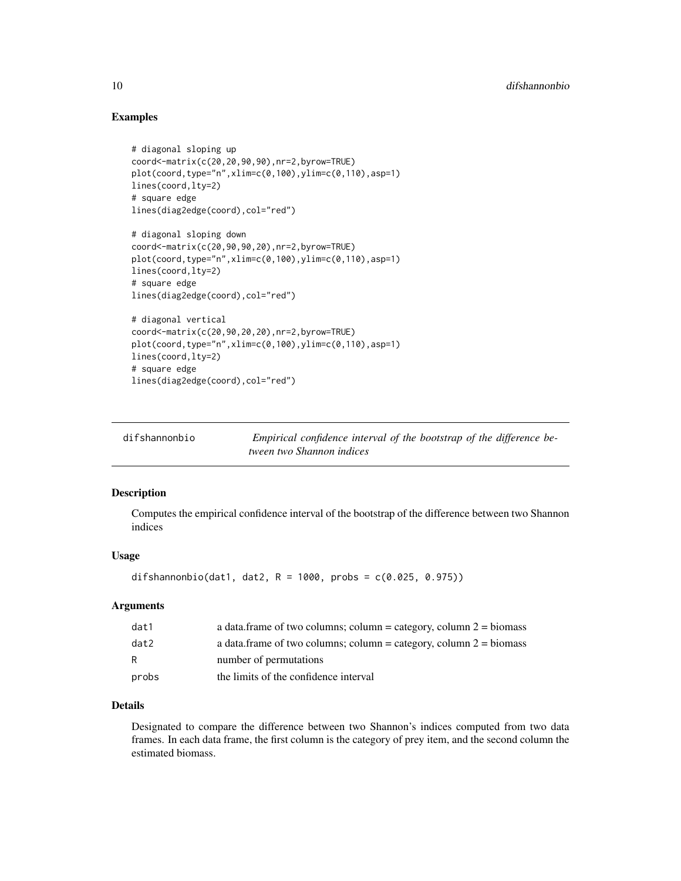## Examples

```
# diagonal sloping up
coord<-matrix(c(20,20,90,90),nr=2,byrow=TRUE)
plot(coord,type="n",xlim=c(0,100),ylim=c(0,110),asp=1)
lines(coord,lty=2)
# square edge
lines(diag2edge(coord),col="red")

# diagonal sloping down
coord<-matrix(c(20,90,90,20),nr=2,byrow=TRUE)
plot(coord,type="n",xlim=c(0,100),ylim=c(0,110),asp=1)
lines(coord,lty=2)
# square edge
lines(diag2edge(coord),col="red")

# diagonal vertical
coord<-matrix(c(20,90,20,20),nr=2,byrow=TRUE)
plot(coord,type="n",xlim=c(0,100),ylim=c(0,110),asp=1)
lines(coord,lty=2)
# square edge
lines(diag2edge(coord),col="red")
```

---

# difshannonbio — *Empirical confidence interval of the bootstrap of the difference between two Shannon indices*

---

## Description

Computes the empirical confidence interval of the bootstrap of the difference between two Shannon indices

## Usage

```
difshannonbio(dat1, dat2, R = 1000, probs = c(0.025, 0.975))
```

## Arguments

| | |
|---|---|
| dat1 | a data.frame of two columns; column = category, column 2 = biomass |
| dat2 | a data.frame of two columns; column = category, column 2 = biomass |
| R | number of permutations |
| probs | the limits of the confidence interval |

## Details

Designated to compare the difference between two Shannon's indices computed from two data frames. In each data frame, the first column is the category of prey item, and the second column the estimated biomass.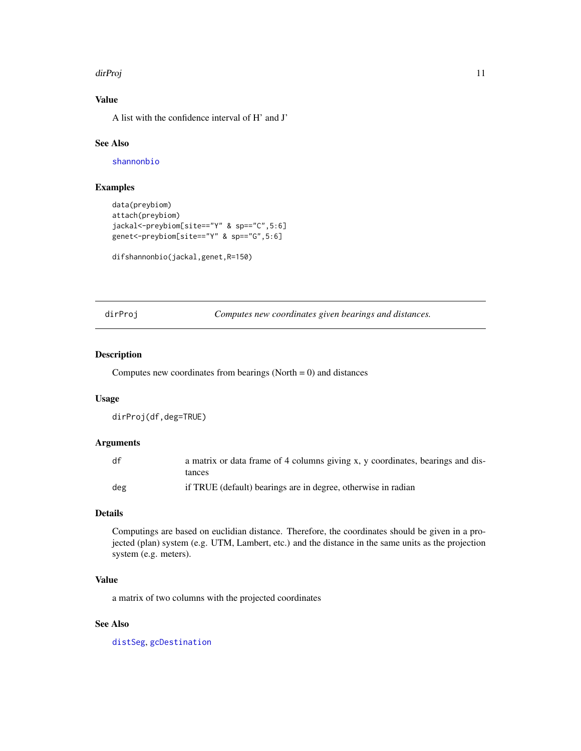### Value

A list with the confidence interval of H' and J'

### See Also

shannonbio

### Examples

```
data(preybiom)
attach(preybiom)
jackal<-preybiom[site=="Y" & sp=="C",5:6]
genet<-preybiom[site=="Y" & sp=="G",5:6]

difshannonbio(jackal,genet,R=150)
```

---

## dirProj *Computes new coordinates given bearings and distances.*

---

### Description

Computes new coordinates from bearings (North = 0) and distances

### Usage

```
dirProj(df,deg=TRUE)
```

### Arguments

| | |
|---|---|
| df | a matrix or data frame of 4 columns giving x, y coordinates, bearings and distances |
| deg | if TRUE (default) bearings are in degree, otherwise in radian |

### Details

Computings are based on euclidian distance. Therefore, the coordinates should be given in a projected (plan) system (e.g. UTM, Lambert, etc.) and the distance in the same units as the projection system (e.g. meters).

### Value

a matrix of two columns with the projected coordinates

### See Also

distSeg, gcDestination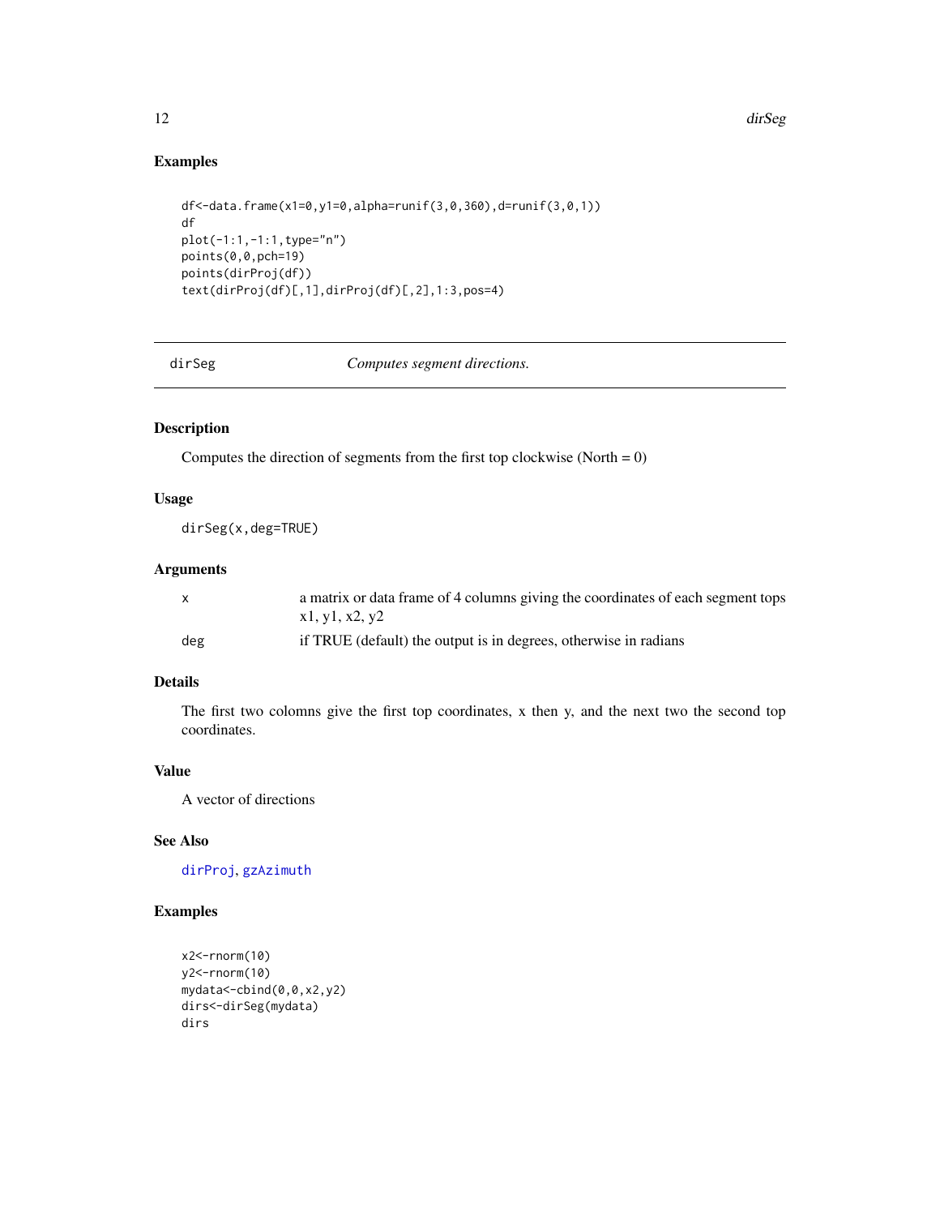## Examples

```
df<-data.frame(x1=0,y1=0,alpha=runif(3,0,360),d=runif(3,0,1))
df
plot(-1:1,-1:1,type="n")
points(0,0,pch=19)
points(dirProj(df))
text(dirProj(df)[,1],dirProj(df)[,2],1:3,pos=4)
```

---

# dirSeg *Computes segment directions.*

## Description

Computes the direction of segments from the first top clockwise (North = 0)

## Usage

```
dirSeg(x,deg=TRUE)
```

## Arguments

| | |
|---|---|
| x | a matrix or data frame of 4 columns giving the coordinates of each segment tops x1, y1, x2, y2 |
| deg | if TRUE (default) the output is in degrees, otherwise in radians |

## Details

The first two colomns give the first top coordinates, x then y, and the next two the second top coordinates.

## Value

A vector of directions

## See Also

dirProj, gzAzimuth

## Examples

```
x2<-rnorm(10)
y2<-rnorm(10)
mydata<-cbind(0,0,x2,y2)
dirs<-dirSeg(mydata)
dirs
```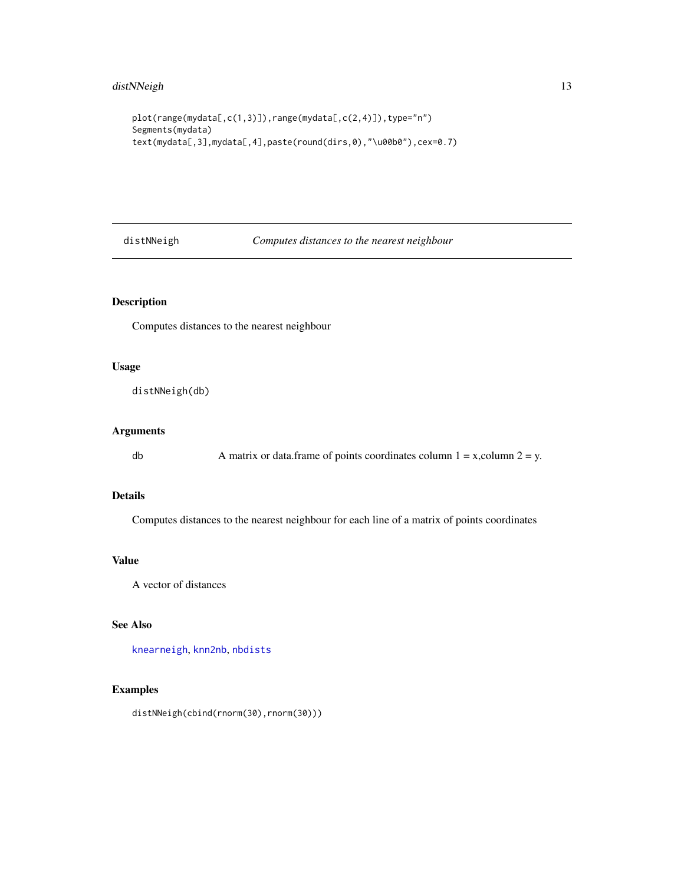```
plot(range(mydata[,c(1,3)]),range(mydata[,c(2,4)]),type="n")
Segments(mydata)
text(mydata[,3],mydata[,4],paste(round(dirs,0),"\u00b0"),cex=0.7)
```

---

## distNNeigh — *Computes distances to the nearest neighbour*

### Description

Computes distances to the nearest neighbour

### Usage

```
distNNeigh(db)
```

### Arguments

| | |
|---|---|
| db | A matrix or data.frame of points coordinates column 1 = x,column 2 = y. |

### Details

Computes distances to the nearest neighbour for each line of a matrix of points coordinates

### Value

A vector of distances

### See Also

knearneigh, knn2nb, nbdists

### Examples

```
distNNeigh(cbind(rnorm(30),rnorm(30)))
```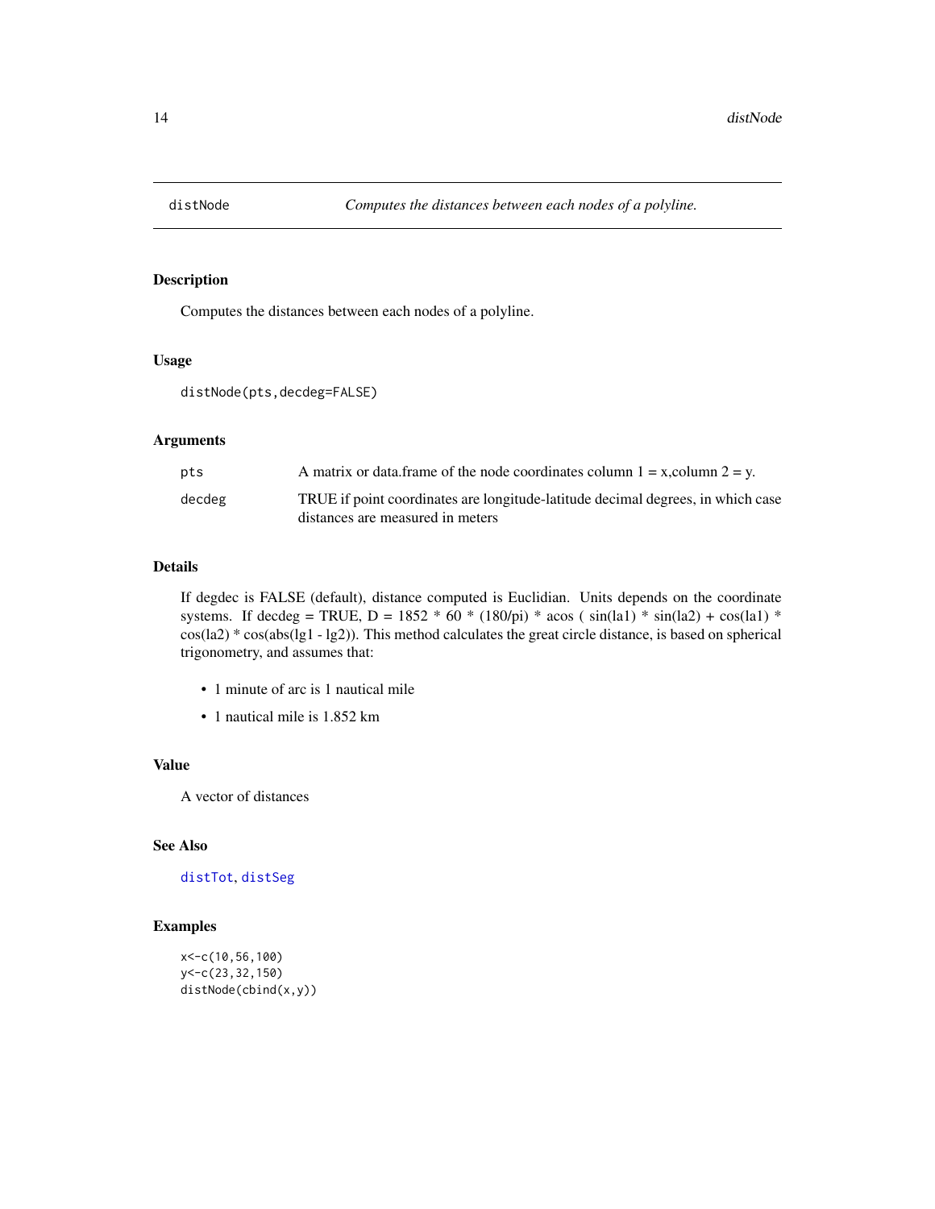# distNode — *Computes the distances between each nodes of a polyline.*

## Description

Computes the distances between each nodes of a polyline.

## Usage

```
distNode(pts,decdeg=FALSE)
```

## Arguments

| | |
|---|---|
| `pts` | A matrix or data.frame of the node coordinates column 1 = x,column 2 = y. |
| `decdeg` | TRUE if point coordinates are longitude-latitude decimal degrees, in which case distances are measured in meters |

## Details

If degdec is FALSE (default), distance computed is Euclidian. Units depends on the coordinate systems. If decdeg = TRUE, D = 1852 * 60 * (180/pi) * acos ( sin(la1) * sin(la2) + cos(la1) * cos(la2) * cos(abs(lg1 - lg2)). This method calculates the great circle distance, is based on spherical trigonometry, and assumes that:

- 1 minute of arc is 1 nautical mile
- 1 nautical mile is 1.852 km

## Value

A vector of distances

## See Also

`distTot`, `distSeg`

## Examples

```
x<-c(10,56,100)
y<-c(23,32,150)
distNode(cbind(x,y))
```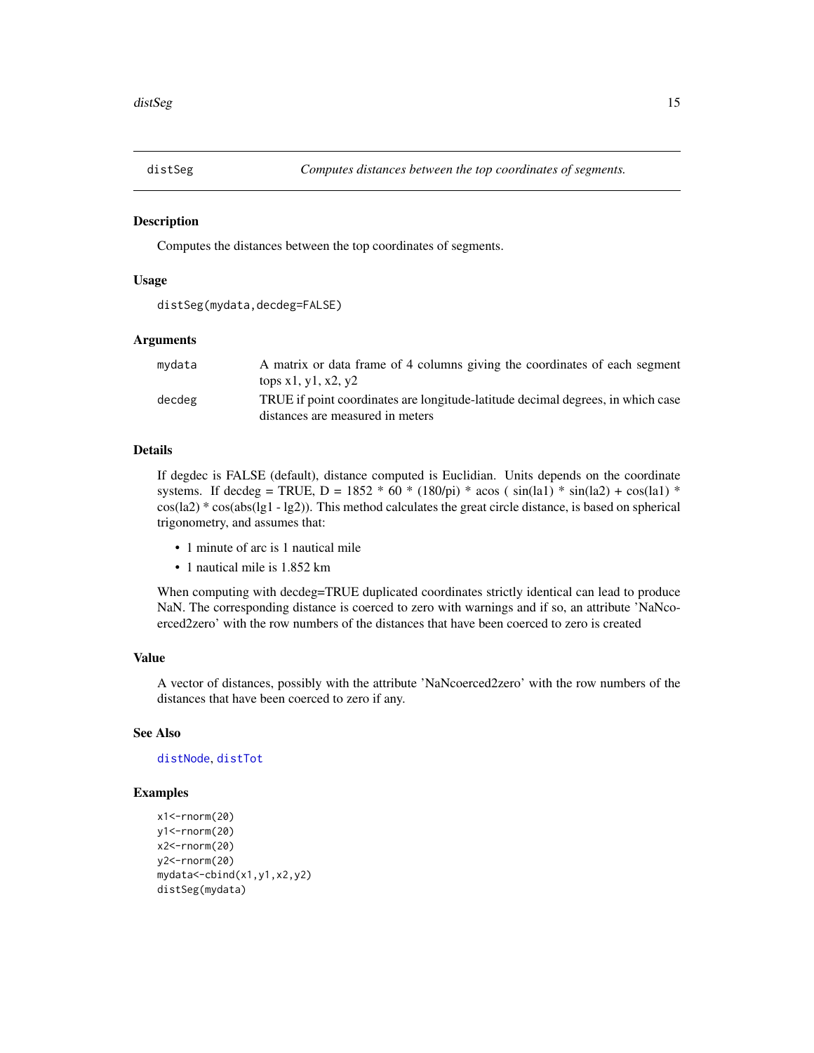## distSeg — *Computes distances between the top coordinates of segments.*

### Description

Computes the distances between the top coordinates of segments.

### Usage

```
distSeg(mydata,decdeg=FALSE)
```

### Arguments

| | |
|---|---|
| mydata | A matrix or data frame of 4 columns giving the coordinates of each segment tops x1, y1, x2, y2 |
| decdeg | TRUE if point coordinates are longitude-latitude decimal degrees, in which case distances are measured in meters |

### Details

If degdec is FALSE (default), distance computed is Euclidian. Units depends on the coordinate systems. If decdeg = TRUE, D = 1852 * 60 * (180/pi) * acos ( sin(la1) * sin(la2) + cos(la1) * cos(la2) * cos(abs(lg1 - lg2)). This method calculates the great circle distance, is based on spherical trigonometry, and assumes that:

- 1 minute of arc is 1 nautical mile
- 1 nautical mile is 1.852 km

When computing with decdeg=TRUE duplicated coordinates strictly identical can lead to produce NaN. The corresponding distance is coerced to zero with warnings and if so, an attribute 'NaNcoerced2zero' with the row numbers of the distances that have been coerced to zero is created

### Value

A vector of distances, possibly with the attribute 'NaNcoerced2zero' with the row numbers of the distances that have been coerced to zero if any.

### See Also

distNode, distTot

### Examples

```
x1<-rnorm(20)
y1<-rnorm(20)
x2<-rnorm(20)
y2<-rnorm(20)
mydata<-cbind(x1,y1,x2,y2)
distSeg(mydata)
```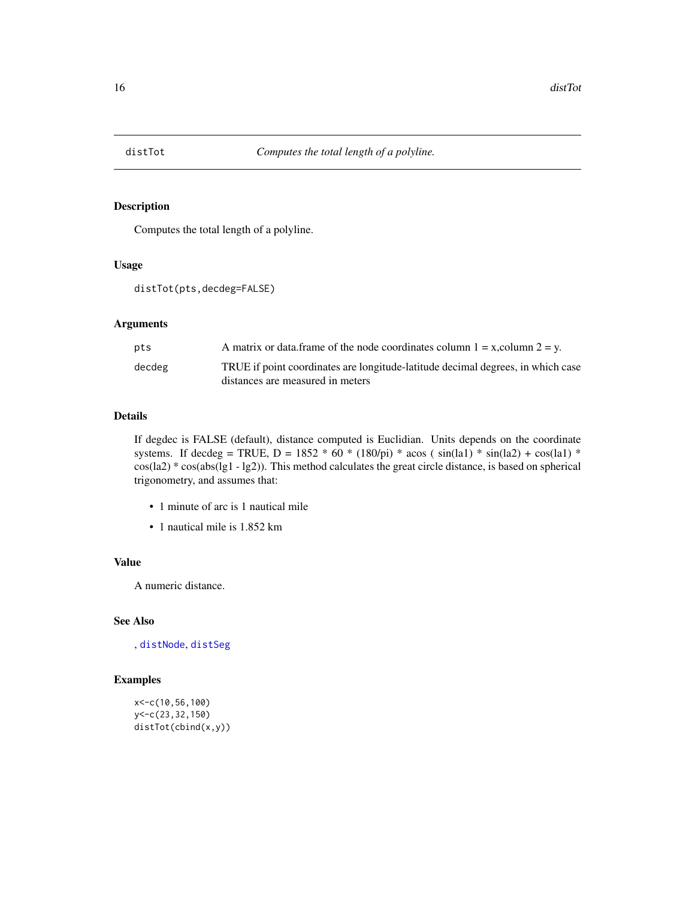distTot *Computes the total length of a polyline.*

## Description

Computes the total length of a polyline.

## Usage

```
distTot(pts,decdeg=FALSE)
```

## Arguments

| | |
|---|---|
| pts | A matrix or data.frame of the node coordinates column 1 = x,column 2 = y. |
| decdeg | TRUE if point coordinates are longitude-latitude decimal degrees, in which case distances are measured in meters |

## Details

If degdec is FALSE (default), distance computed is Euclidian. Units depends on the coordinate systems. If decdeg = TRUE, D = 1852 * 60 * (180/pi) * acos ( sin(la1) * sin(la2) + cos(la1) * cos(la2) * cos(abs(lg1 - lg2)). This method calculates the great circle distance, is based on spherical trigonometry, and assumes that:

- 1 minute of arc is 1 nautical mile
- 1 nautical mile is 1.852 km

## Value

A numeric distance.

## See Also

, distNode, distSeg

## Examples

```
x<-c(10,56,100)
y<-c(23,32,150)
distTot(cbind(x,y))
```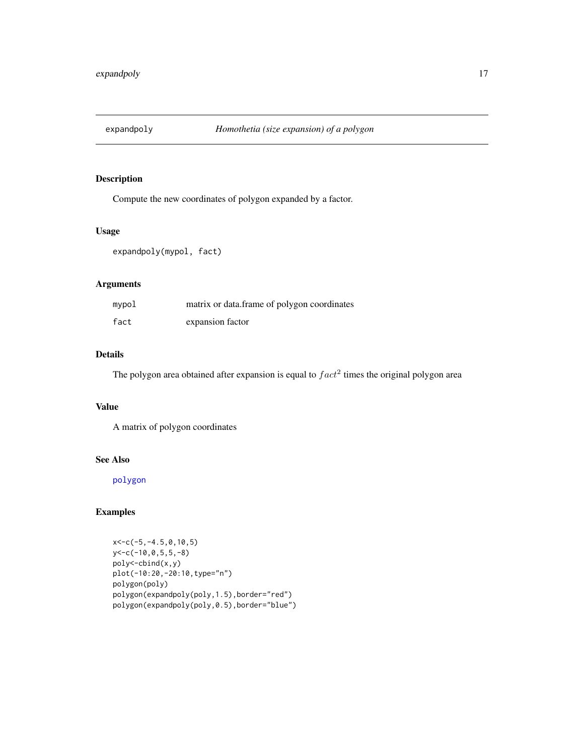# expandpoly *Homothetia (size expansion) of a polygon*

## Description

Compute the new coordinates of polygon expanded by a factor.

## Usage

```
expandpoly(mypol, fact)
```

## Arguments

| | |
|---|---|
| mypol | matrix or data.frame of polygon coordinates |
| fact | expansion factor |

## Details

The polygon area obtained after expansion is equal to $fact^2$ times the original polygon area

## Value

A matrix of polygon coordinates

## See Also

polygon

## Examples

```
x<-c(-5,-4.5,0,10,5)
y<-c(-10,0,5,5,-8)
poly<-cbind(x,y)
plot(-10:20,-20:10,type="n")
polygon(poly)
polygon(expandpoly(poly,1.5),border="red")
polygon(expandpoly(poly,0.5),border="blue")
```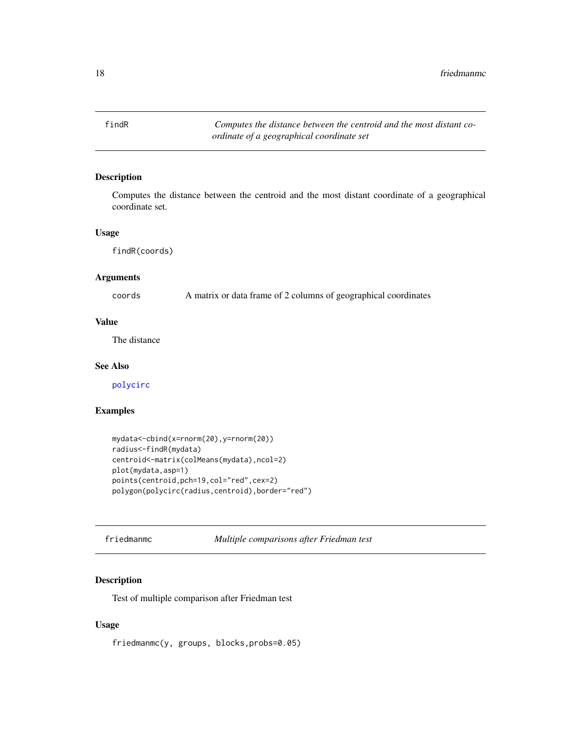## findR — *Computes the distance between the centroid and the most distant coordinate of a geographical coordinate set*

### Description

Computes the distance between the centroid and the most distant coordinate of a geographical coordinate set.

### Usage

```
findR(coords)
```

### Arguments

| | |
|---|---|
| coords | A matrix or data frame of 2 columns of geographical coordinates |

### Value

The distance

### See Also

polycirc

### Examples

```
mydata<-cbind(x=rnorm(20),y=rnorm(20))
radius<-findR(mydata)
centroid<-matrix(colMeans(mydata),ncol=2)
plot(mydata,asp=1)
points(centroid,pch=19,col="red",cex=2)
polygon(polycirc(radius,centroid),border="red")
```

## friedmanmc — *Multiple comparisons after Friedman test*

### Description

Test of multiple comparison after Friedman test

### Usage

```
friedmanmc(y, groups, blocks,probs=0.05)
```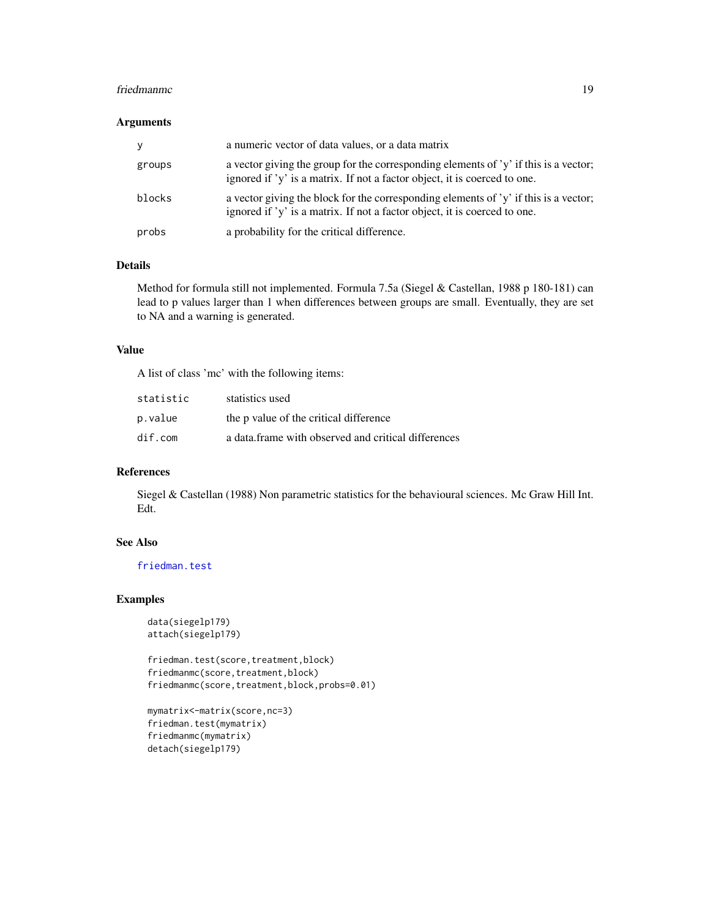### Arguments

| | |
|---|---|
| y | a numeric vector of data values, or a data matrix |
| groups | a vector giving the group for the corresponding elements of 'y' if this is a vector; ignored if 'y' is a matrix. If not a factor object, it is coerced to one. |
| blocks | a vector giving the block for the corresponding elements of 'y' if this is a vector; ignored if 'y' is a matrix. If not a factor object, it is coerced to one. |
| probs | a probability for the critical difference. |

### Details

Method for formula still not implemented. Formula 7.5a (Siegel & Castellan, 1988 p 180-181) can lead to p values larger than 1 when differences between groups are small. Eventually, they are set to NA and a warning is generated.

### Value

A list of class 'mc' with the following items:

| | |
|---|---|
| statistic | statistics used |
| p.value | the p value of the critical difference |
| dif.com | a data.frame with observed and critical differences |

### References

Siegel & Castellan (1988) Non parametric statistics for the behavioural sciences. Mc Graw Hill Int. Edt.

### See Also

friedman.test

### Examples

```
data(siegelp179)
attach(siegelp179)

friedman.test(score,treatment,block)
friedmanmc(score,treatment,block)
friedmanmc(score,treatment,block,probs=0.01)

mymatrix<-matrix(score,nc=3)
friedman.test(mymatrix)
friedmanmc(mymatrix)
detach(siegelp179)
```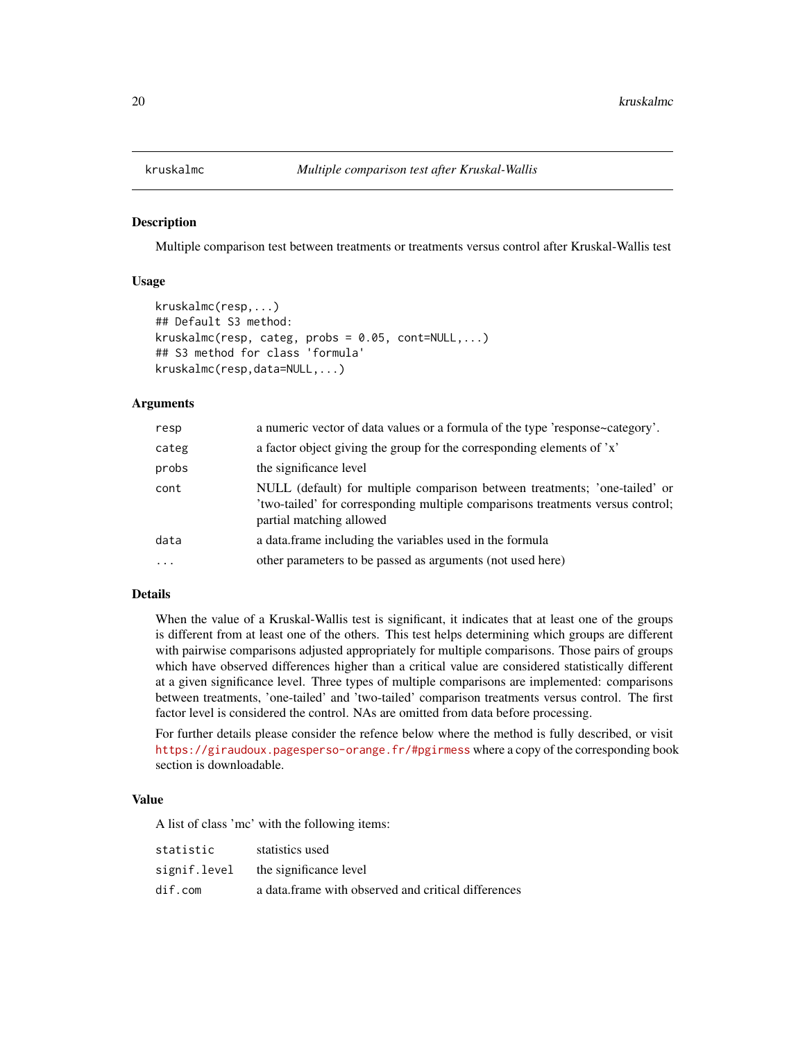## kruskalmc *Multiple comparison test after Kruskal-Wallis*

### Description

Multiple comparison test between treatments or treatments versus control after Kruskal-Wallis test

### Usage

```
kruskalmc(resp,...)
## Default S3 method:
kruskalmc(resp, categ, probs = 0.05, cont=NULL,...)
## S3 method for class 'formula'
kruskalmc(resp,data=NULL,...)
```

### Arguments

| | |
|---|---|
| `resp` | a numeric vector of data values or a formula of the type 'response~category'. |
| `categ` | a factor object giving the group for the corresponding elements of 'x' |
| `probs` | the significance level |
| `cont` | NULL (default) for multiple comparison between treatments; 'one-tailed' or 'two-tailed' for corresponding multiple comparisons treatments versus control; partial matching allowed |
| `data` | a data.frame including the variables used in the formula |
| `...` | other parameters to be passed as arguments (not used here) |

### Details

When the value of a Kruskal-Wallis test is significant, it indicates that at least one of the groups is different from at least one of the others. This test helps determining which groups are different with pairwise comparisons adjusted appropriately for multiple comparisons. Those pairs of groups which have observed differences higher than a critical value are considered statistically different at a given significance level. Three types of multiple comparisons are implemented: comparisons between treatments, 'one-tailed' and 'two-tailed' comparison treatments versus control. The first factor level is considered the control. NAs are omitted from data before processing.

For further details please consider the refence below where the method is fully described, or visit https://giraudoux.pagesperso-orange.fr/#pgirmess where a copy of the corresponding book section is downloadable.

### Value

A list of class 'mc' with the following items:

| | |
|---|---|
| `statistic` | statistics used |
| `signif.level` | the significance level |
| `dif.com` | a data.frame with observed and critical differences |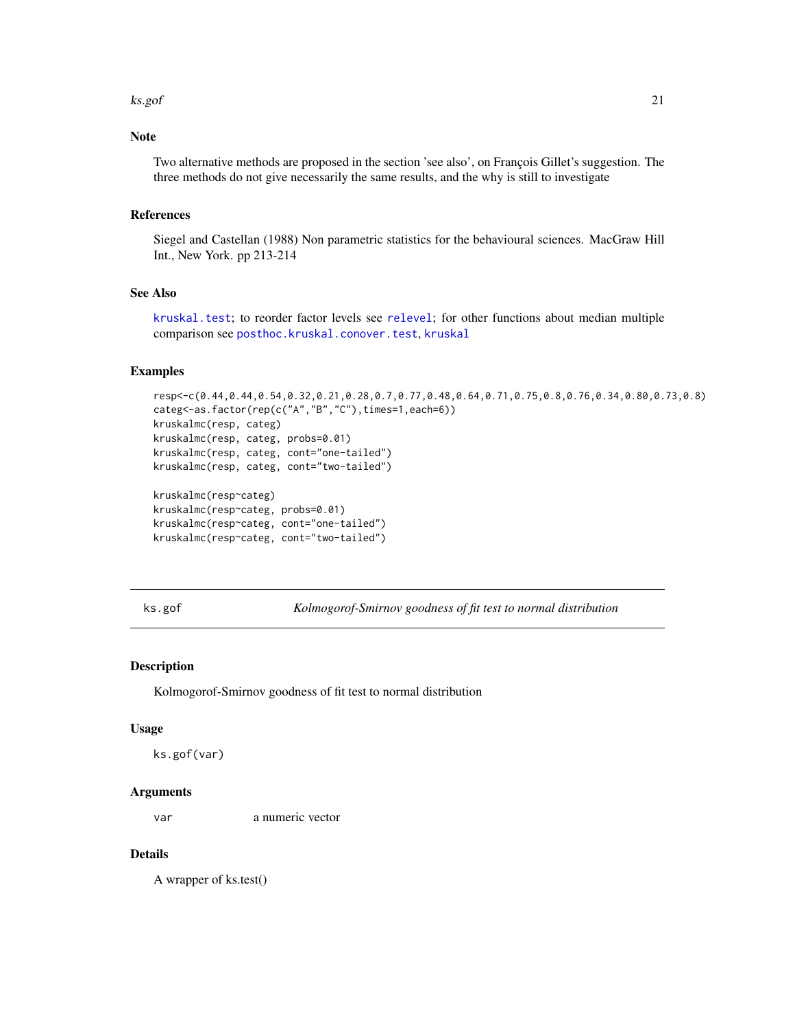## Note

Two alternative methods are proposed in the section 'see also', on François Gillet's suggestion. The three methods do not give necessarily the same results, and the why is still to investigate

## References

Siegel and Castellan (1988) Non parametric statistics for the behavioural sciences. MacGraw Hill Int., New York. pp 213-214

## See Also

kruskal.test; to reorder factor levels see relevel; for other functions about median multiple comparison see posthoc.kruskal.conover.test, kruskal

## Examples

```
resp<-c(0.44,0.44,0.54,0.32,0.21,0.28,0.7,0.77,0.48,0.64,0.71,0.75,0.8,0.76,0.34,0.80,0.73,0.8)
categ<-as.factor(rep(c("A","B","C"),times=1,each=6))
kruskalmc(resp, categ)
kruskalmc(resp, categ, probs=0.01)
kruskalmc(resp, categ, cont="one-tailed")
kruskalmc(resp, categ, cont="two-tailed")

kruskalmc(resp~categ)
kruskalmc(resp~categ, probs=0.01)
kruskalmc(resp~categ, cont="one-tailed")
kruskalmc(resp~categ, cont="two-tailed")
```

---

# ks.gof — *Kolmogorof-Smirnov goodness of fit test to normal distribution*

## Description

Kolmogorof-Smirnov goodness of fit test to normal distribution

## Usage

```
ks.gof(var)
```

## Arguments

| | |
|---|---|
| var | a numeric vector |

## Details

A wrapper of ks.test()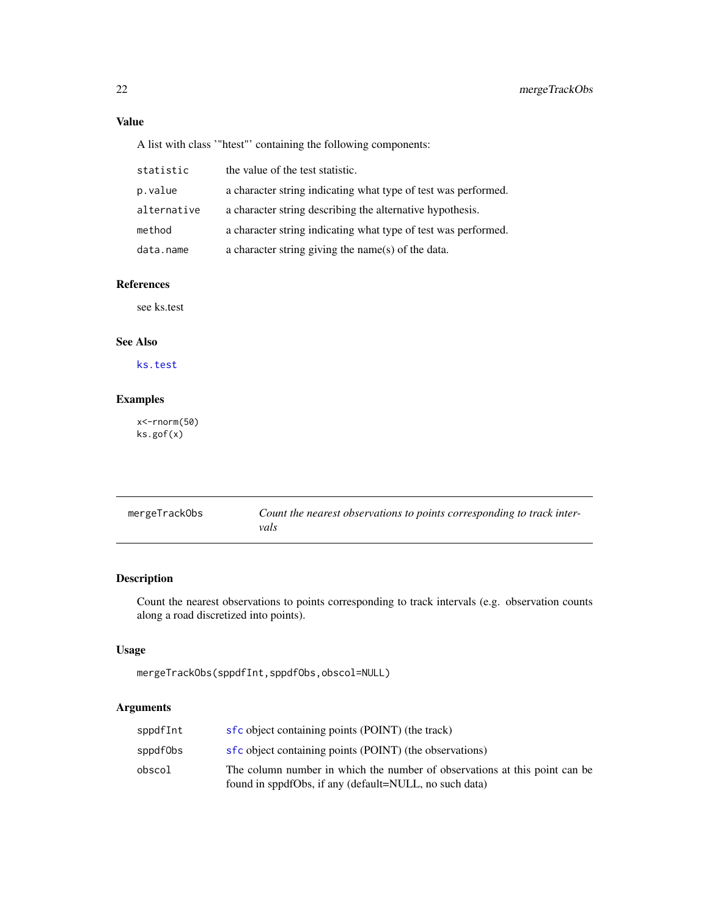## Value

A list with class '"htest"' containing the following components:

| | |
|---|---|
| statistic | the value of the test statistic. |
| p.value | a character string indicating what type of test was performed. |
| alternative | a character string describing the alternative hypothesis. |
| method | a character string indicating what type of test was performed. |
| data.name | a character string giving the name(s) of the data. |

## References

see ks.test

## See Also

ks.test

## Examples

```
x<-rnorm(50)
ks.gof(x)
```

---

# mergeTrackObs — *Count the nearest observations to points corresponding to track intervals*

## Description

Count the nearest observations to points corresponding to track intervals (e.g. observation counts along a road discretized into points).

## Usage

```
mergeTrackObs(sppdfInt,sppdfObs,obscol=NULL)
```

## Arguments

| | |
|---|---|
| sppdfInt | sfc object containing points (POINT) (the track) |
| sppdfObs | sfc object containing points (POINT) (the observations) |
| obscol | The column number in which the number of observations at this point can be found in sppdfObs, if any (default=NULL, no such data) |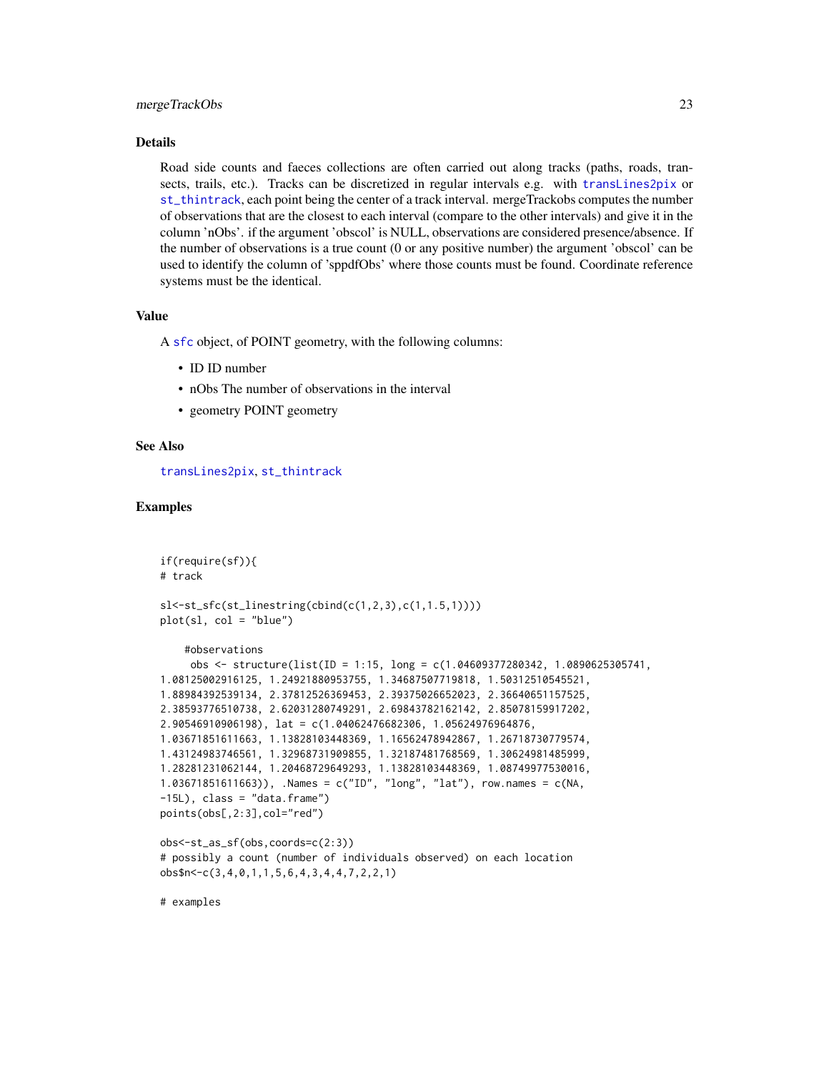## Details

Road side counts and faeces collections are often carried out along tracks (paths, roads, transects, trails, etc.). Tracks can be discretized in regular intervals e.g. with transLines2pix or st_thintrack, each point being the center of a track interval. mergeTrackobs computes the number of observations that are the closest to each interval (compare to the other intervals) and give it in the column 'nObs'. if the argument 'obscol' is NULL, observations are considered presence/absence. If the number of observations is a true count (0 or any positive number) the argument 'obscol' can be used to identify the column of 'sppdfObs' where those counts must be found. Coordinate reference systems must be the identical.

## Value

A sfc object, of POINT geometry, with the following columns:

- ID ID number
- nObs The number of observations in the interval
- geometry POINT geometry

## See Also

transLines2pix, st_thintrack

## Examples

```
if(require(sf)){
# track

sl<-st_sfc(st_linestring(cbind(c(1,2,3),c(1,1.5,1))))
plot(sl, col = "blue")

    #observations
     obs <- structure(list(ID = 1:15, long = c(1.04609377280342, 1.0890625305741,
1.08125002916125, 1.24921880953755, 1.34687507719818, 1.50312510545521,
1.88984392539134, 2.37812526369453, 2.39375026652023, 2.36640651157525,
2.38593776510738, 2.62031280749291, 2.69843782162142, 2.85078159917202,
2.90546910906198), lat = c(1.04062476682306, 1.05624976964876,
1.03671851611663, 1.13828103448369, 1.16562478942867, 1.26718730779574,
1.43124983746561, 1.32968731909855, 1.32187481768569, 1.30624981485999,
1.28281231062144, 1.20468729649293, 1.13828103448369, 1.08749977530016,
1.03671851611663)), .Names = c("ID", "long", "lat"), row.names = c(NA,
-15L), class = "data.frame")
points(obs[,2:3],col="red")

obs<-st_as_sf(obs,coords=c(2:3))
# possibly a count (number of individuals observed) on each location
obs$n<-c(3,4,0,1,1,5,6,4,3,4,4,7,2,2,1)

# examples
```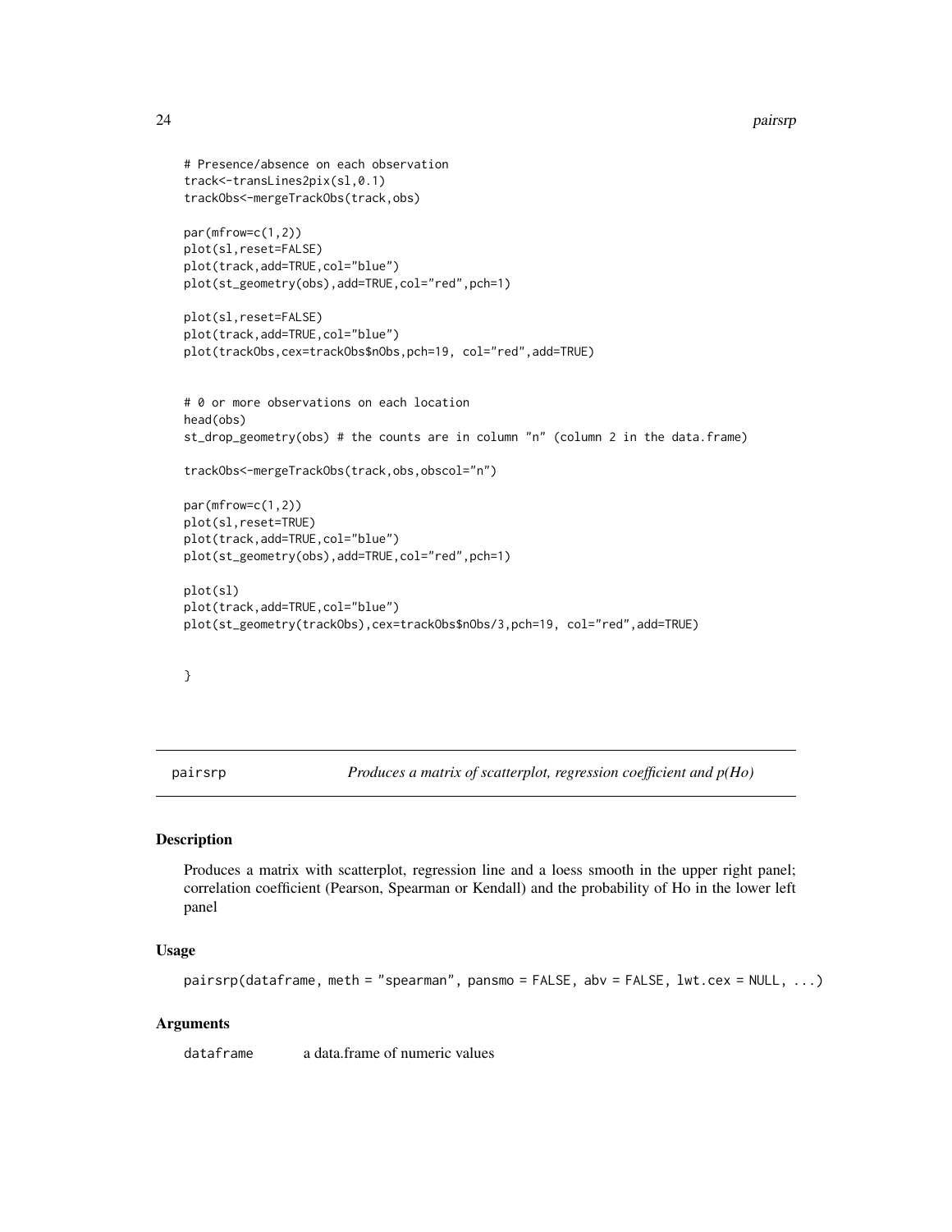```
# Presence/absence on each observation
track<-transLines2pix(sl,0.1)
trackObs<-mergeTrackObs(track,obs)

par(mfrow=c(1,2))
plot(sl,reset=FALSE)
plot(track,add=TRUE,col="blue")
plot(st_geometry(obs),add=TRUE,col="red",pch=1)

plot(sl,reset=FALSE)
plot(track,add=TRUE,col="blue")
plot(trackObs,cex=trackObs$nObs,pch=19, col="red",add=TRUE)


# 0 or more observations on each location
head(obs)
st_drop_geometry(obs) # the counts are in column "n" (column 2 in the data.frame)

trackObs<-mergeTrackObs(track,obs,obscol="n")

par(mfrow=c(1,2))
plot(sl,reset=TRUE)
plot(track,add=TRUE,col="blue")
plot(st_geometry(obs),add=TRUE,col="red",pch=1)

plot(sl)
plot(track,add=TRUE,col="blue")
plot(st_geometry(trackObs),cex=trackObs$nObs/3,pch=19, col="red",add=TRUE)


}
```

---

## pairsrp — *Produces a matrix of scatterplot, regression coefficient and p(Ho)*

### Description

Produces a matrix with scatterplot, regression line and a loess smooth in the upper right panel; correlation coefficient (Pearson, Spearman or Kendall) and the probability of Ho in the lower left panel

### Usage

```
pairsrp(dataframe, meth = "spearman", pansmo = FALSE, abv = FALSE, lwt.cex = NULL, ...)
```

### Arguments

`dataframe` a data.frame of numeric values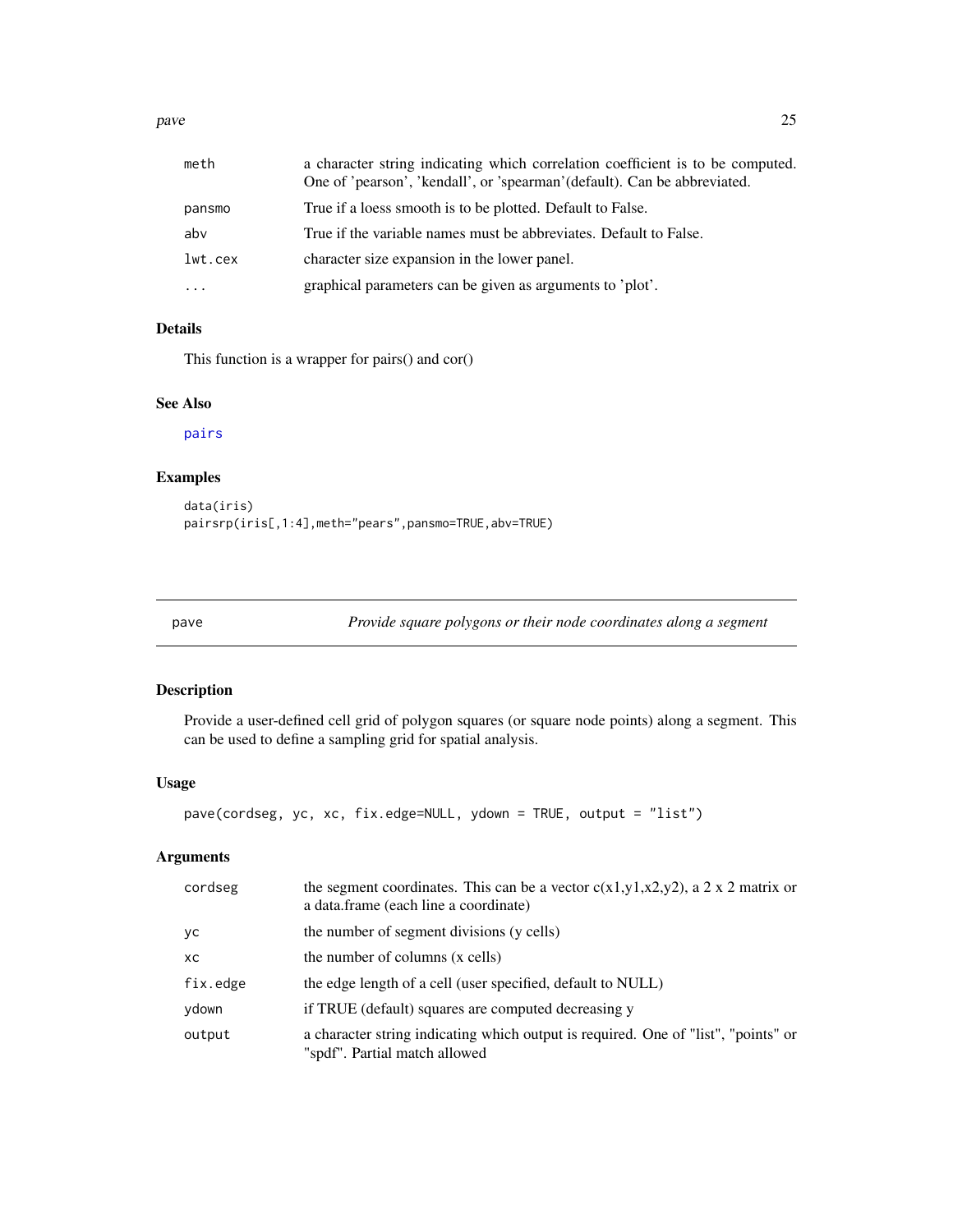| | |
|---|---|
| meth | a character string indicating which correlation coefficient is to be computed. One of 'pearson', 'kendall', or 'spearman'(default). Can be abbreviated. |
| pansmo | True if a loess smooth is to be plotted. Default to False. |
| abv | True if the variable names must be abbreviates. Default to False. |
| lwt.cex | character size expansion in the lower panel. |
| ... | graphical parameters can be given as arguments to 'plot'. |

### Details

This function is a wrapper for pairs() and cor()

### See Also

pairs

### Examples

```
data(iris)
pairsrp(iris[,1:4],meth="pears",pansmo=TRUE,abv=TRUE)
```

---

## pave — *Provide square polygons or their node coordinates along a segment*

### Description

Provide a user-defined cell grid of polygon squares (or square node points) along a segment. This can be used to define a sampling grid for spatial analysis.

### Usage

```
pave(cordseg, yc, xc, fix.edge=NULL, ydown = TRUE, output = "list")
```

### Arguments

| | |
|---|---|
| cordseg | the segment coordinates. This can be a vector c(x1,y1,x2,y2), a 2 x 2 matrix or a data.frame (each line a coordinate) |
| yc | the number of segment divisions (y cells) |
| xc | the number of columns (x cells) |
| fix.edge | the edge length of a cell (user specified, default to NULL) |
| ydown | if TRUE (default) squares are computed decreasing y |
| output | a character string indicating which output is required. One of "list", "points" or "spdf". Partial match allowed |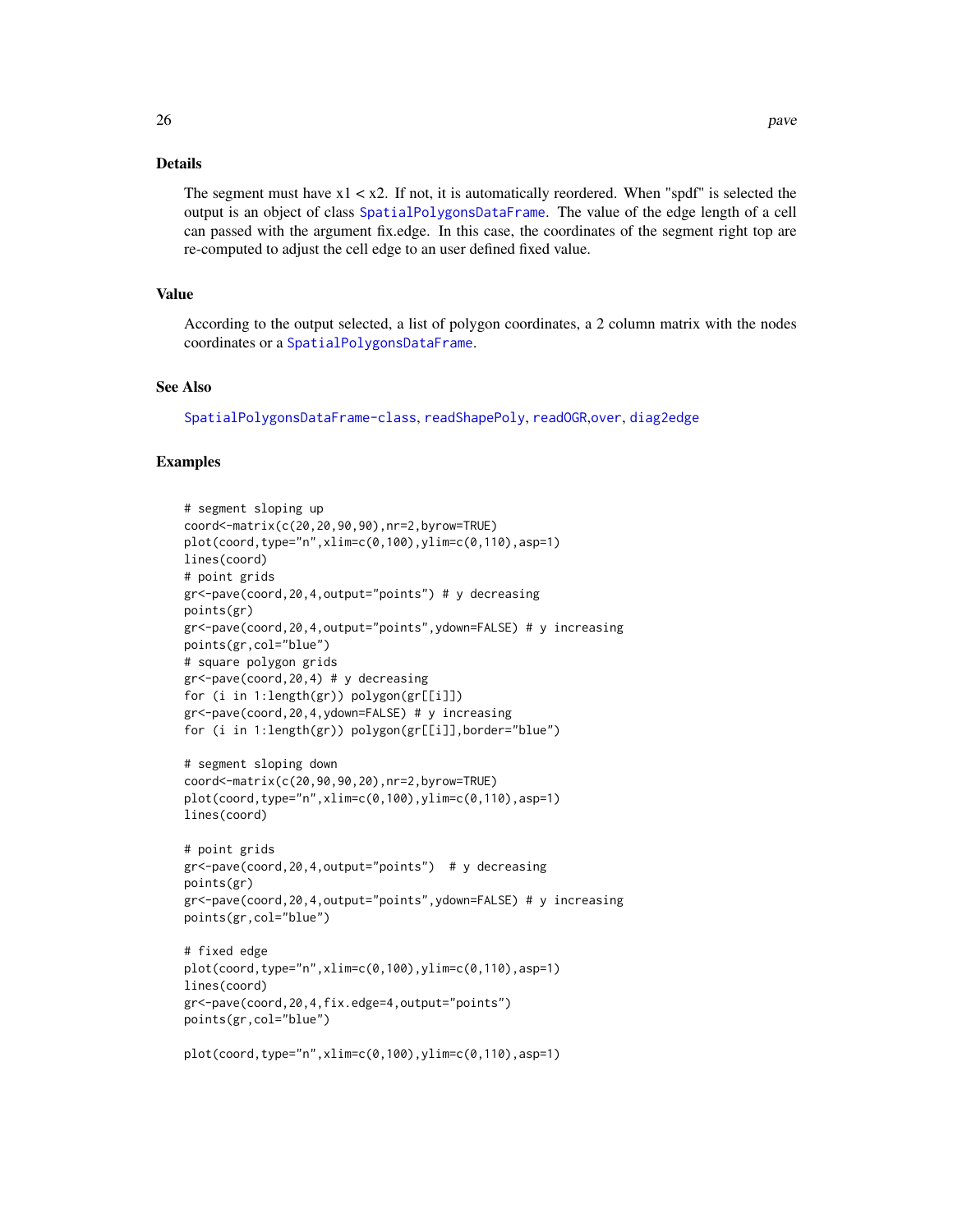## Details

The segment must have x1 < x2. If not, it is automatically reordered. When "spdf" is selected the output is an object of class `SpatialPolygonsDataFrame`. The value of the edge length of a cell can passed with the argument fix.edge. In this case, the coordinates of the segment right top are re-computed to adjust the cell edge to an user defined fixed value.

## Value

According to the output selected, a list of polygon coordinates, a 2 column matrix with the nodes coordinates or a `SpatialPolygonsDataFrame`.

## See Also

`SpatialPolygonsDataFrame-class`, `readShapePoly`, `readOGR`,`over`, `diag2edge`

## Examples

```
# segment sloping up
coord<-matrix(c(20,20,90,90),nr=2,byrow=TRUE)
plot(coord,type="n",xlim=c(0,100),ylim=c(0,110),asp=1)
lines(coord)
# point grids
gr<-pave(coord,20,4,output="points") # y decreasing
points(gr)
gr<-pave(coord,20,4,output="points",ydown=FALSE) # y increasing
points(gr,col="blue")
# square polygon grids
gr<-pave(coord,20,4) # y decreasing
for (i in 1:length(gr)) polygon(gr[[i]])
gr<-pave(coord,20,4,ydown=FALSE) # y increasing
for (i in 1:length(gr)) polygon(gr[[i]],border="blue")

# segment sloping down
coord<-matrix(c(20,90,90,20),nr=2,byrow=TRUE)
plot(coord,type="n",xlim=c(0,100),ylim=c(0,110),asp=1)
lines(coord)

# point grids
gr<-pave(coord,20,4,output="points")  # y decreasing
points(gr)
gr<-pave(coord,20,4,output="points",ydown=FALSE) # y increasing
points(gr,col="blue")

# fixed edge
plot(coord,type="n",xlim=c(0,100),ylim=c(0,110),asp=1)
lines(coord)
gr<-pave(coord,20,4,fix.edge=4,output="points")
points(gr,col="blue")

plot(coord,type="n",xlim=c(0,100),ylim=c(0,110),asp=1)
```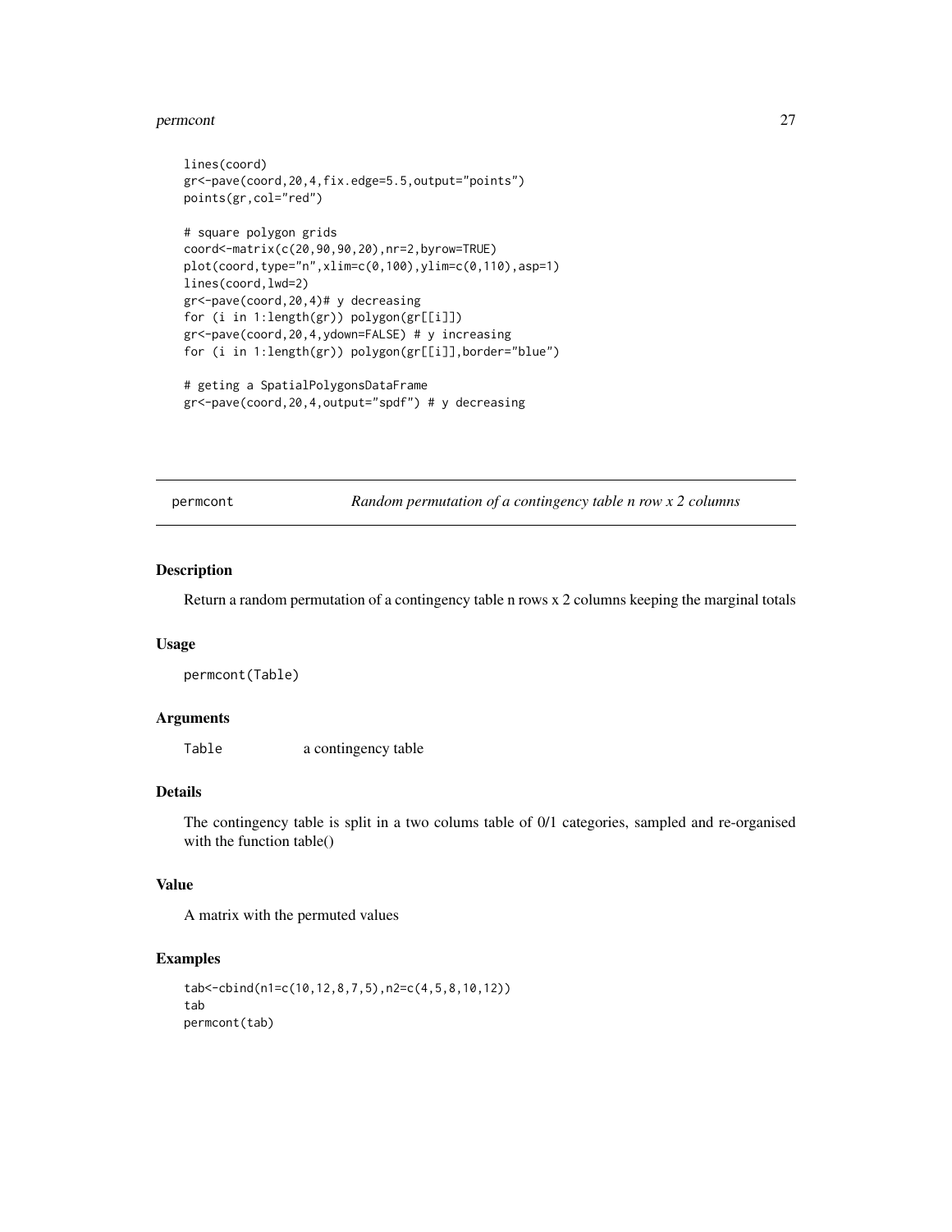```
lines(coord)
gr<-pave(coord,20,4,fix.edge=5.5,output="points")
points(gr,col="red")

# square polygon grids
coord<-matrix(c(20,90,90,20),nr=2,byrow=TRUE)
plot(coord,type="n",xlim=c(0,100),ylim=c(0,110),asp=1)
lines(coord,lwd=2)
gr<-pave(coord,20,4)# y decreasing
for (i in 1:length(gr)) polygon(gr[[i]])
gr<-pave(coord,20,4,ydown=FALSE) # y increasing
for (i in 1:length(gr)) polygon(gr[[i]],border="blue")

# geting a SpatialPolygonsDataFrame
gr<-pave(coord,20,4,output="spdf") # y decreasing
```

## permcont — *Random permutation of a contingency table n row x 2 columns*

### Description

Return a random permutation of a contingency table n rows x 2 columns keeping the marginal totals

### Usage

```
permcont(Table)
```

### Arguments

| | |
|---|---|
| `Table` | a contingency table |

### Details

The contingency table is split in a two colums table of 0/1 categories, sampled and re-organised with the function table()

### Value

A matrix with the permuted values

### Examples

```
tab<-cbind(n1=c(10,12,8,7,5),n2=c(4,5,8,10,12))
tab
permcont(tab)
```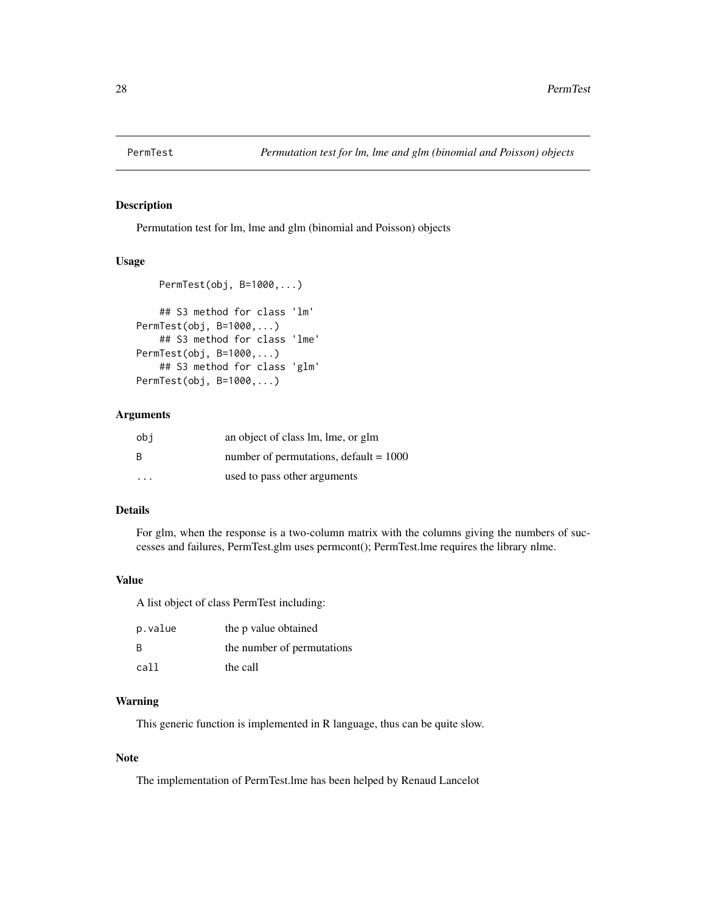PermTest *Permutation test for lm, lme and glm (binomial and Poisson) objects*

## Description

Permutation test for lm, lme and glm (binomial and Poisson) objects

## Usage

```
    PermTest(obj, B=1000,...)

    ## S3 method for class 'lm'
PermTest(obj, B=1000,...)
    ## S3 method for class 'lme'
PermTest(obj, B=1000,...)
    ## S3 method for class 'glm'
PermTest(obj, B=1000,...)
```

## Arguments

| | |
|---|---|
| obj | an object of class lm, lme, or glm |
| B | number of permutations, default = 1000 |
| ... | used to pass other arguments |

## Details

For glm, when the response is a two-column matrix with the columns giving the numbers of successes and failures, PermTest.glm uses permcont(); PermTest.lme requires the library nlme.

## Value

A list object of class PermTest including:

| | |
|---|---|
| p.value | the p value obtained |
| B | the number of permutations |
| call | the call |

## Warning

This generic function is implemented in R language, thus can be quite slow.

## Note

The implementation of PermTest.lme has been helped by Renaud Lancelot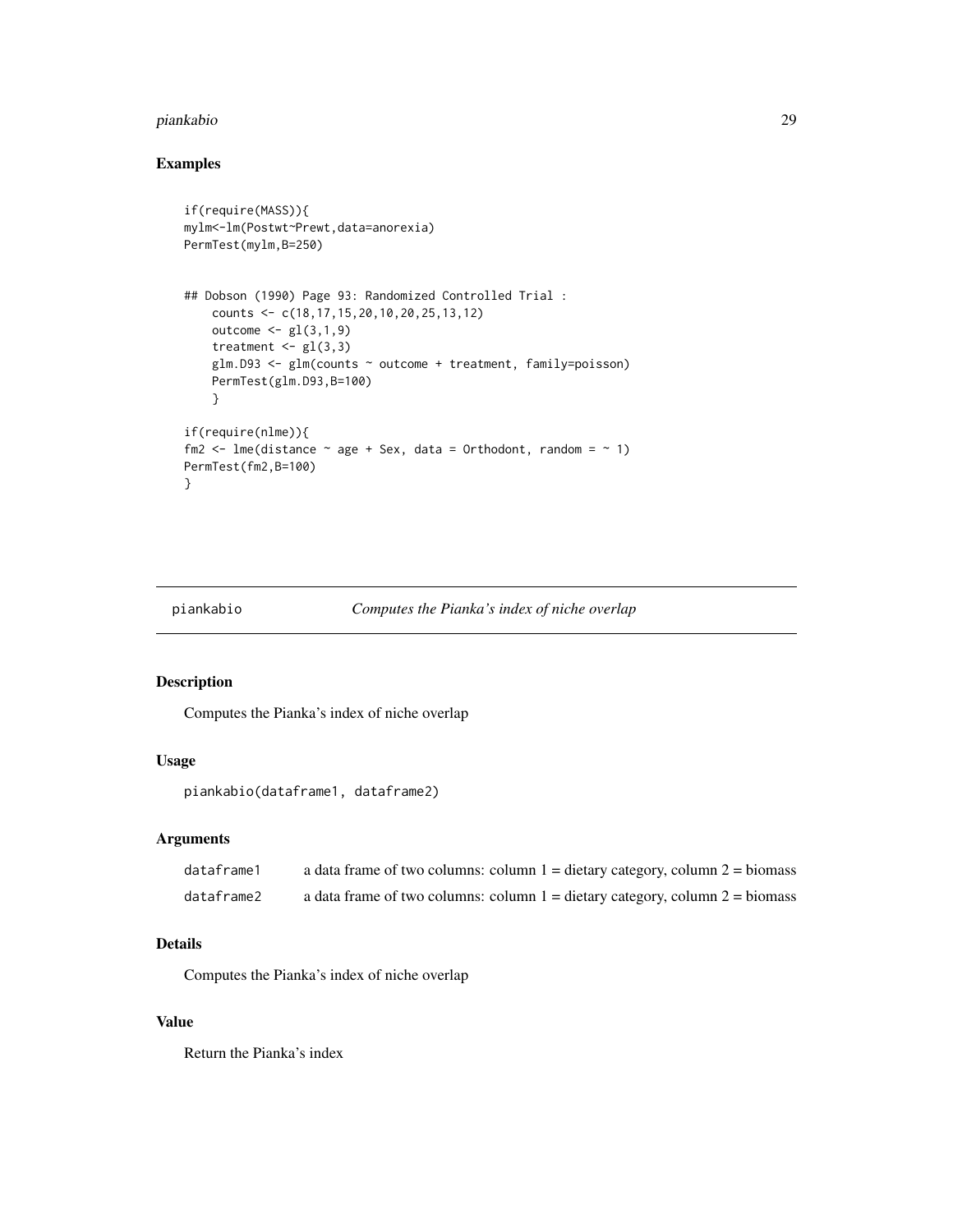## Examples

```
if(require(MASS)){
mylm<-lm(Postwt~Prewt,data=anorexia)
PermTest(mylm,B=250)


## Dobson (1990) Page 93: Randomized Controlled Trial :
    counts <- c(18,17,15,20,10,20,25,13,12)
    outcome <- gl(3,1,9)
    treatment <- gl(3,3)
    glm.D93 <- glm(counts ~ outcome + treatment, family=poisson)
    PermTest(glm.D93,B=100)
    }

if(require(nlme)){
fm2 <- lme(distance ~ age + Sex, data = Orthodont, random = ~ 1)
PermTest(fm2,B=100)
}
```

---

# piankabio — *Computes the Pianka's index of niche overlap*

## Description

Computes the Pianka's index of niche overlap

## Usage

```
piankabio(dataframe1, dataframe2)
```

## Arguments

| | |
|---|---|
| dataframe1 | a data frame of two columns: column 1 = dietary category, column 2 = biomass |
| dataframe2 | a data frame of two columns: column 1 = dietary category, column 2 = biomass |

## Details

Computes the Pianka's index of niche overlap

## Value

Return the Pianka's index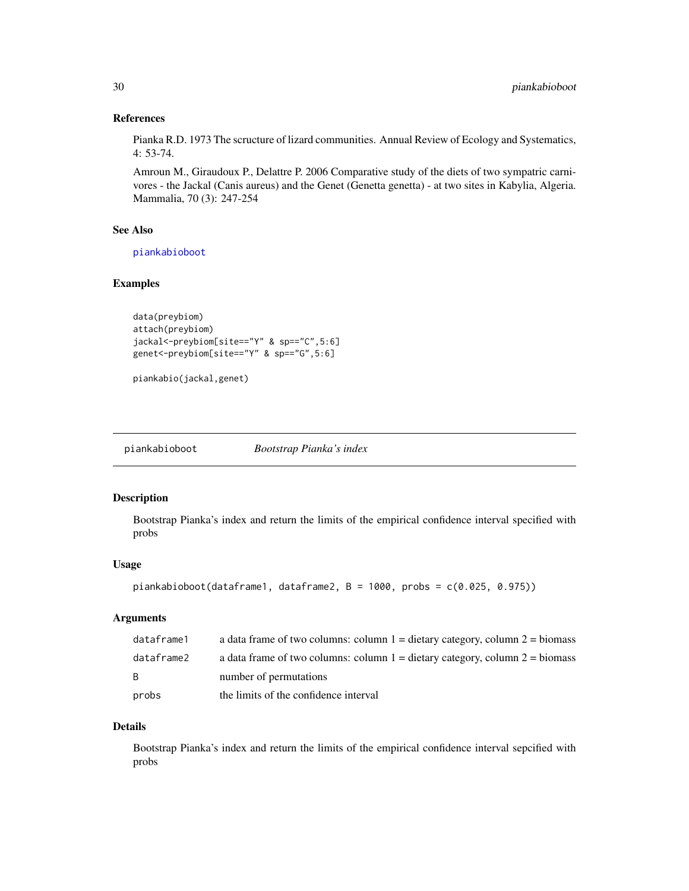### References

Pianka R.D. 1973 The scructure of lizard communities. Annual Review of Ecology and Systematics, 4: 53-74.

Amroun M., Giraudoux P., Delattre P. 2006 Comparative study of the diets of two sympatric carnivores - the Jackal (Canis aureus) and the Genet (Genetta genetta) - at two sites in Kabylia, Algeria. Mammalia, 70 (3): 247-254

### See Also

piankabioboot

### Examples

```
data(preybiom)
attach(preybiom)
jackal<-preybiom[site=="Y" & sp=="C",5:6]
genet<-preybiom[site=="Y" & sp=="G",5:6]

piankabio(jackal,genet)
```

---

## piankabioboot *Bootstrap Pianka's index*

### Description

Bootstrap Pianka's index and return the limits of the empirical confidence interval specified with probs

### Usage

```
piankabioboot(dataframe1, dataframe2, B = 1000, probs = c(0.025, 0.975))
```

### Arguments

| | |
|---|---|
| dataframe1 | a data frame of two columns: column 1 = dietary category, column 2 = biomass |
| dataframe2 | a data frame of two columns: column 1 = dietary category, column 2 = biomass |
| B | number of permutations |
| probs | the limits of the confidence interval |

### Details

Bootstrap Pianka's index and return the limits of the empirical confidence interval sepcified with probs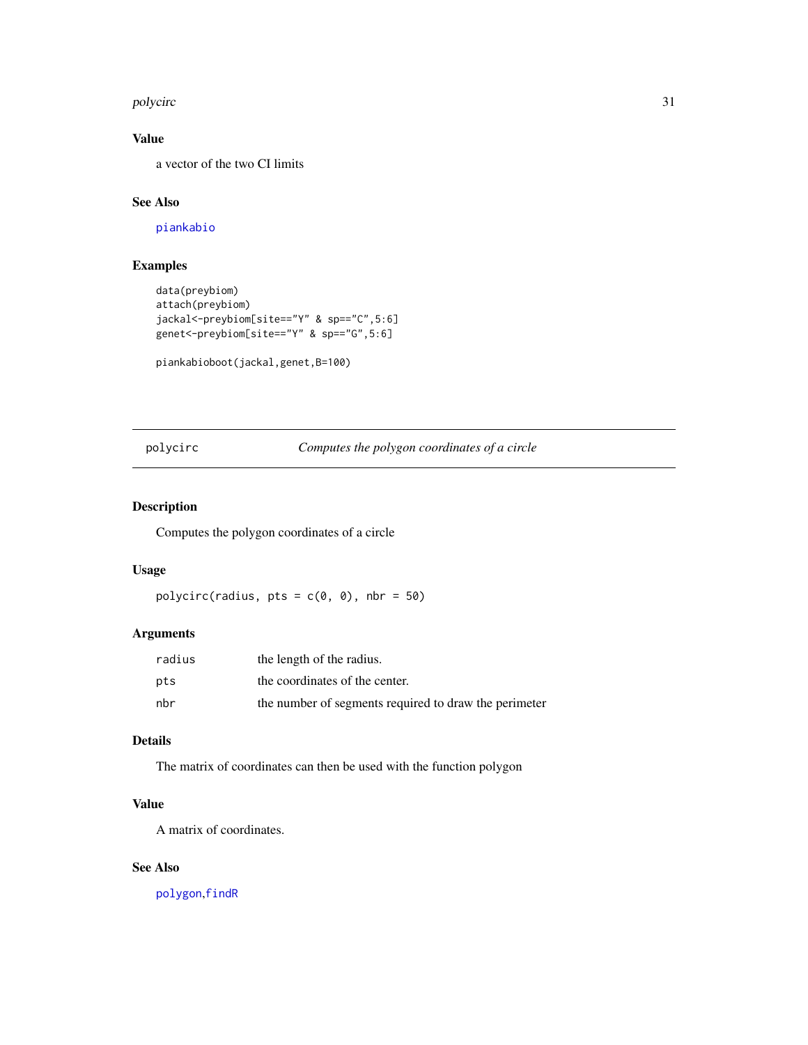## Value

a vector of the two CI limits

## See Also

piankabio

## Examples

```
data(preybiom)
attach(preybiom)
jackal<-preybiom[site=="Y" & sp=="C",5:6]
genet<-preybiom[site=="Y" & sp=="G",5:6]

piankabioboot(jackal,genet,B=100)
```

---

# polycirc — *Computes the polygon coordinates of a circle*

## Description

Computes the polygon coordinates of a circle

## Usage

```
polycirc(radius, pts = c(0, 0), nbr = 50)
```

## Arguments

| | |
|---|---|
| radius | the length of the radius. |
| pts | the coordinates of the center. |
| nbr | the number of segments required to draw the perimeter |

## Details

The matrix of coordinates can then be used with the function polygon

## Value

A matrix of coordinates.

## See Also

polygon,findR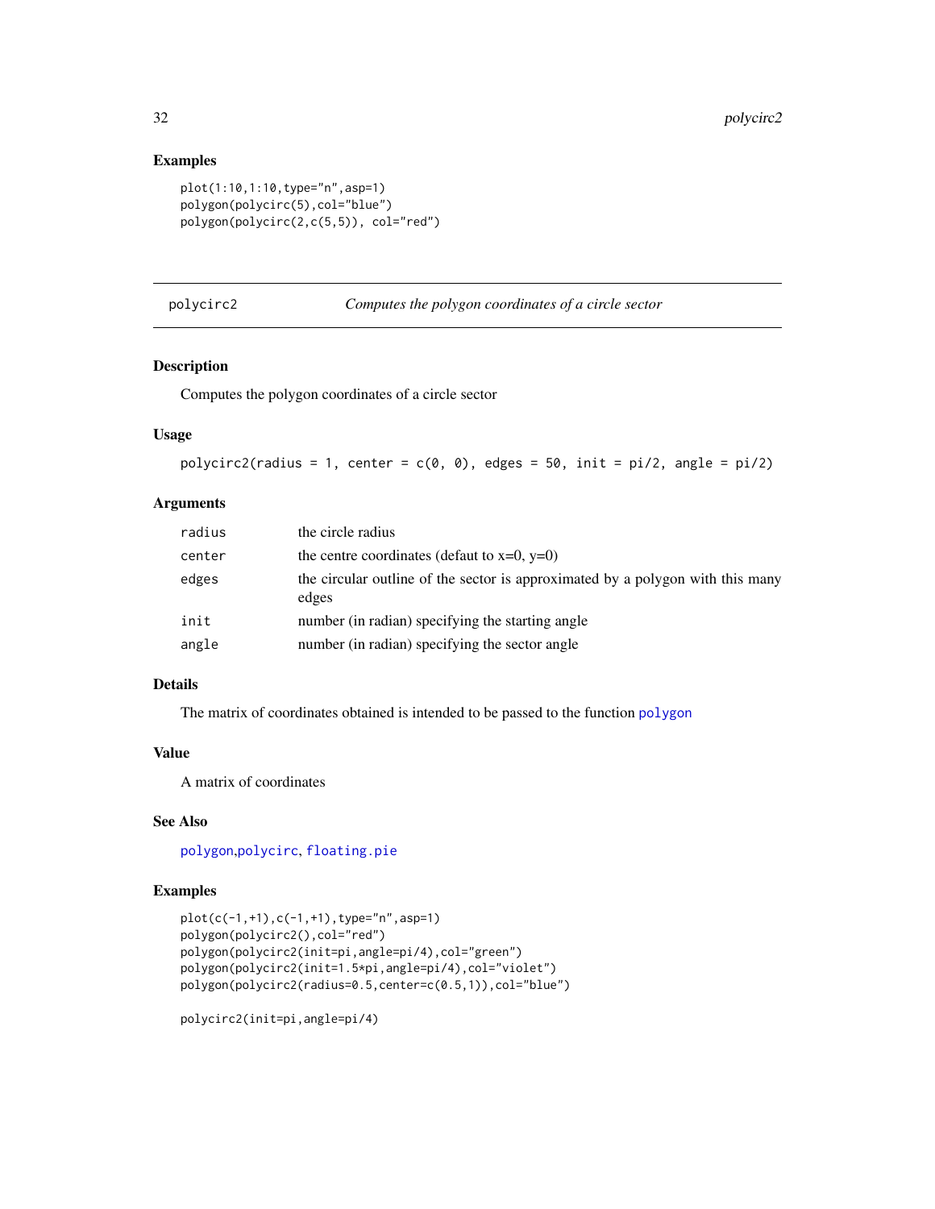### Examples

```
plot(1:10,1:10,type="n",asp=1)
polygon(polycirc(5),col="blue")
polygon(polycirc(2,c(5,5)), col="red")
```

## polycirc2 *Computes the polygon coordinates of a circle sector*

### Description

Computes the polygon coordinates of a circle sector

### Usage

```
polycirc2(radius = 1, center = c(0, 0), edges = 50, init = pi/2, angle = pi/2)
```

### Arguments

| | |
|---|---|
| radius | the circle radius |
| center | the centre coordinates (defaut to x=0, y=0) |
| edges | the circular outline of the sector is approximated by a polygon with this many edges |
| init | number (in radian) specifying the starting angle |
| angle | number (in radian) specifying the sector angle |

### Details

The matrix of coordinates obtained is intended to be passed to the function polygon

### Value

A matrix of coordinates

### See Also

polygon,polycirc, floating.pie

### Examples

```
plot(c(-1,+1),c(-1,+1),type="n",asp=1)
polygon(polycirc2(),col="red")
polygon(polycirc2(init=pi,angle=pi/4),col="green")
polygon(polycirc2(init=1.5*pi,angle=pi/4),col="violet")
polygon(polycirc2(radius=0.5,center=c(0.5,1)),col="blue")

polycirc2(init=pi,angle=pi/4)
```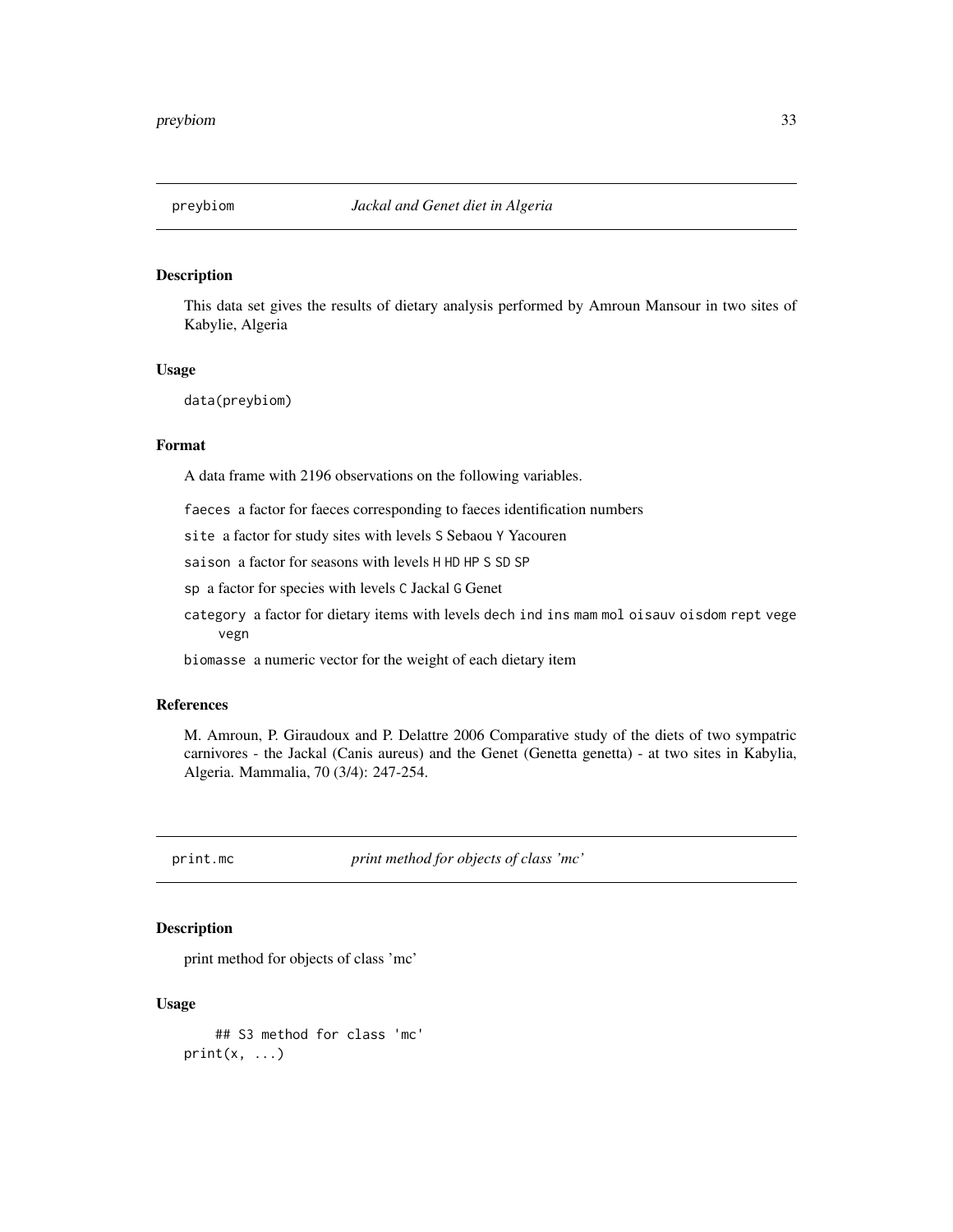## preybiom *Jackal and Genet diet in Algeria*

### Description

This data set gives the results of dietary analysis performed by Amroun Mansour in two sites of Kabylie, Algeria

### Usage

```
data(preybiom)
```

### Format

A data frame with 2196 observations on the following variables.

- `faeces` a factor for faeces corresponding to faeces identification numbers
- `site` a factor for study sites with levels `S` Sebaou `Y` Yacouren
- `saison` a factor for seasons with levels `H` `HD` `HP` `S` `SD` `SP`
- `sp` a factor for species with levels `C` Jackal `G` Genet
- `category` a factor for dietary items with levels `dech` `ind` `ins` `mam` `mol` `oisauv` `oisdom` `rept` `vege` `vegn`
- `biomasse` a numeric vector for the weight of each dietary item

### References

M. Amroun, P. Giraudoux and P. Delattre 2006 Comparative study of the diets of two sympatric carnivores - the Jackal (Canis aureus) and the Genet (Genetta genetta) - at two sites in Kabylia, Algeria. Mammalia, 70 (3/4): 247-254.

## print.mc *print method for objects of class 'mc'*

### Description

print method for objects of class 'mc'

### Usage

```
     ## S3 method for class 'mc'
print(x, ...)
```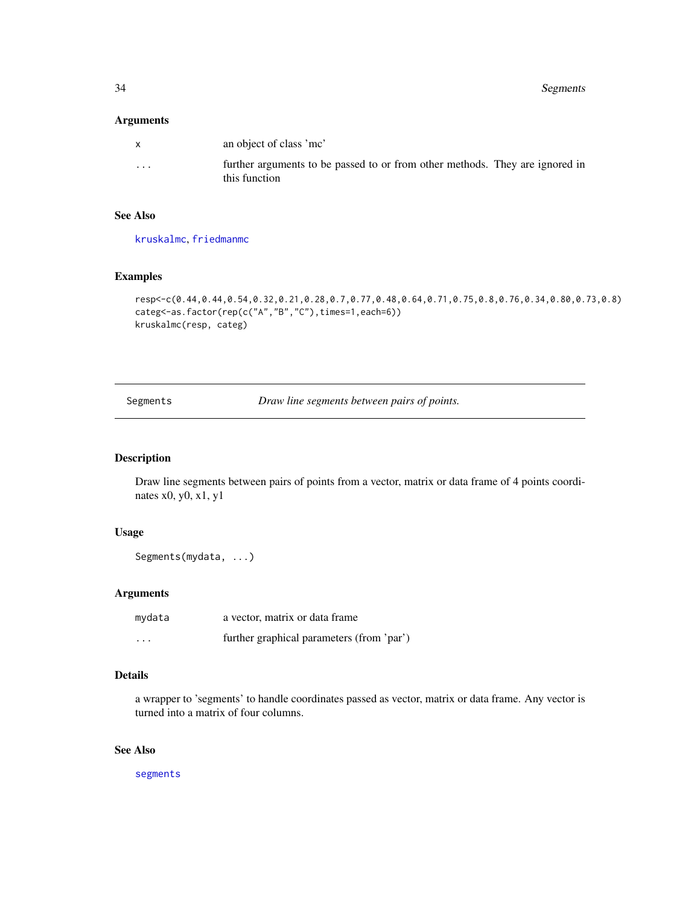## Arguments

| | |
|---|---|
| x | an object of class 'mc' |
| ... | further arguments to be passed to or from other methods. They are ignored in this function |

## See Also

kruskalmc, friedmanmc

## Examples

```
resp<-c(0.44,0.44,0.54,0.32,0.21,0.28,0.7,0.77,0.48,0.64,0.71,0.75,0.8,0.76,0.34,0.80,0.73,0.8)
categ<-as.factor(rep(c("A","B","C"),times=1,each=6))
kruskalmc(resp, categ)
```

---

# Segments — *Draw line segments between pairs of points.*

## Description

Draw line segments between pairs of points from a vector, matrix or data frame of 4 points coordinates x0, y0, x1, y1

## Usage

```
Segments(mydata, ...)
```

## Arguments

| | |
|---|---|
| mydata | a vector, matrix or data frame |
| ... | further graphical parameters (from 'par') |

## Details

a wrapper to 'segments' to handle coordinates passed as vector, matrix or data frame. Any vector is turned into a matrix of four columns.

## See Also

segments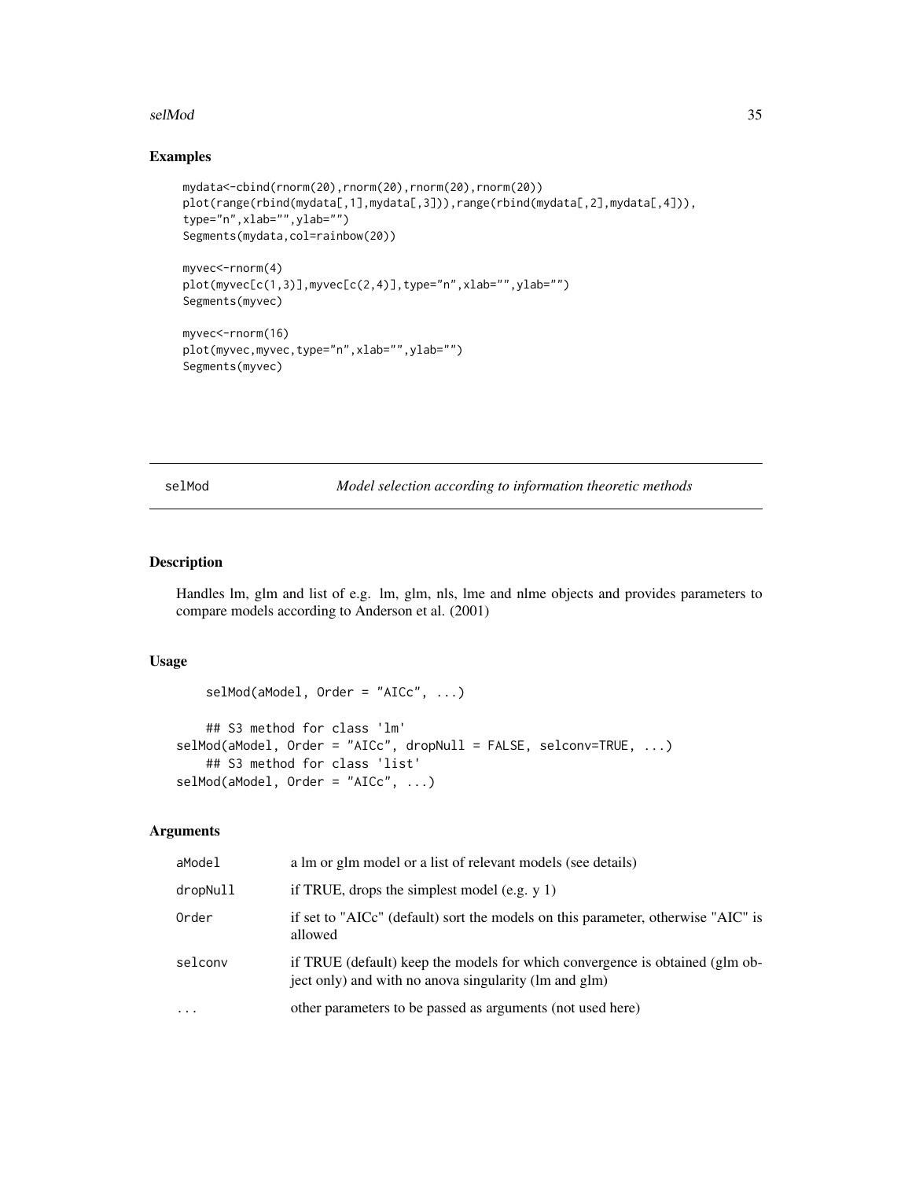## Examples

```
mydata<-cbind(rnorm(20),rnorm(20),rnorm(20),rnorm(20))
plot(range(rbind(mydata[,1],mydata[,3])),range(rbind(mydata[,2],mydata[,4])),
type="n",xlab="",ylab="")
Segments(mydata,col=rainbow(20))

myvec<-rnorm(4)
plot(myvec[c(1,3)],myvec[c(2,4)],type="n",xlab="",ylab="")
Segments(myvec)

myvec<-rnorm(16)
plot(myvec,myvec,type="n",xlab="",ylab="")
Segments(myvec)
```

---

# selMod — *Model selection according to information theoretic methods*

---

## Description

Handles lm, glm and list of e.g. lm, glm, nls, lme and nlme objects and provides parameters to compare models according to Anderson et al. (2001)

## Usage

```
selMod(aModel, Order = "AICc", ...)

## S3 method for class 'lm'
selMod(aModel, Order = "AICc", dropNull = FALSE, selconv=TRUE, ...)
## S3 method for class 'list'
selMod(aModel, Order = "AICc", ...)
```

## Arguments

| | |
|---|---|
| aModel | a lm or glm model or a list of relevant models (see details) |
| dropNull | if TRUE, drops the simplest model (e.g. y 1) |
| Order | if set to "AICc" (default) sort the models on this parameter, otherwise "AIC" is allowed |
| selconv | if TRUE (default) keep the models for which convergence is obtained (glm object only) and with no anova singularity (lm and glm) |
| ... | other parameters to be passed as arguments (not used here) |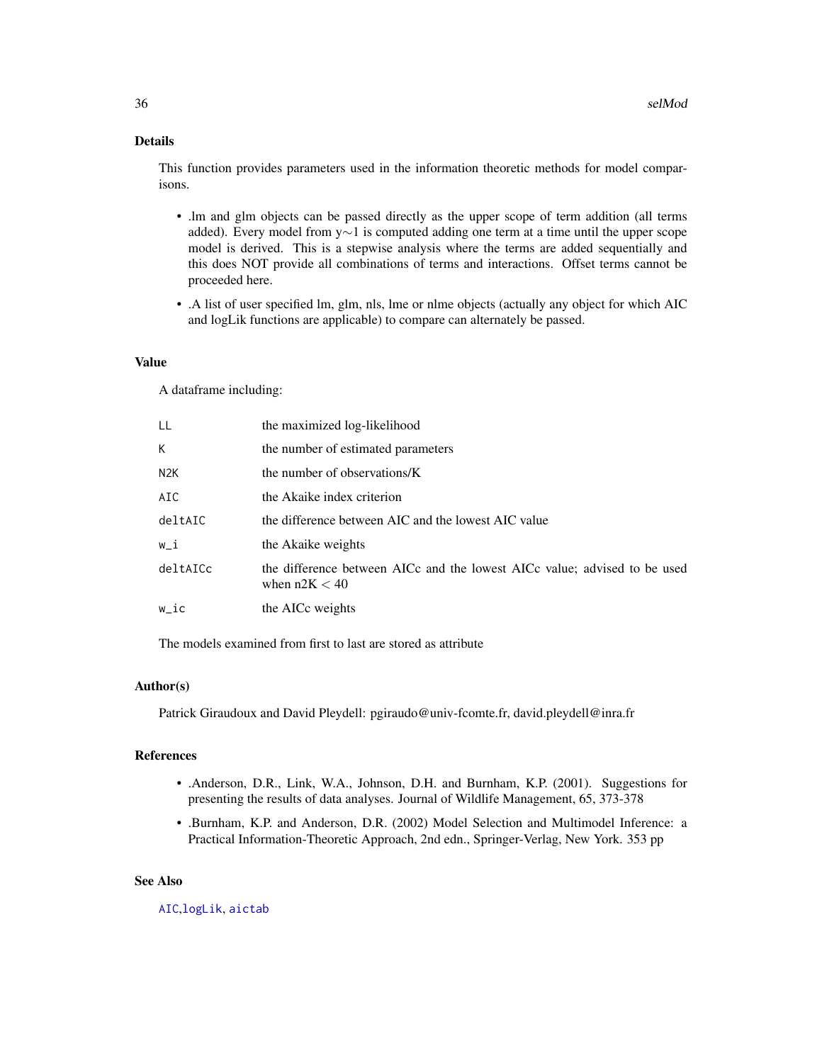## Details

This function provides parameters used in the information theoretic methods for model comparisons.

- .lm and glm objects can be passed directly as the upper scope of term addition (all terms added). Every model from y~1 is computed adding one term at a time until the upper scope model is derived. This is a stepwise analysis where the terms are added sequentially and this does NOT provide all combinations of terms and interactions. Offset terms cannot be proceeded here.
- .A list of user specified lm, glm, nls, lme or nlme objects (actually any object for which AIC and logLik functions are applicable) to compare can alternately be passed.

## Value

A dataframe including:

| | |
|---|---|
| `LL` | the maximized log-likelihood |
| `K` | the number of estimated parameters |
| `N2K` | the number of observations/K |
| `AIC` | the Akaike index criterion |
| `deltAIC` | the difference between AIC and the lowest AIC value |
| `w_i` | the Akaike weights |
| `deltAICc` | the difference between AICc and the lowest AICc value; advised to be used when n2K < 40 |
| `w_ic` | the AICc weights |

The models examined from first to last are stored as attribute

## Author(s)

Patrick Giraudoux and David Pleydell: pgiraudo@univ-fcomte.fr, david.pleydell@inra.fr

## References

- .Anderson, D.R., Link, W.A., Johnson, D.H. and Burnham, K.P. (2001). Suggestions for presenting the results of data analyses. Journal of Wildlife Management, 65, 373-378
- .Burnham, K.P. and Anderson, D.R. (2002) Model Selection and Multimodel Inference: a Practical Information-Theoretic Approach, 2nd edn., Springer-Verlag, New York. 353 pp

## See Also

`AIC`,`logLik`, `aictab`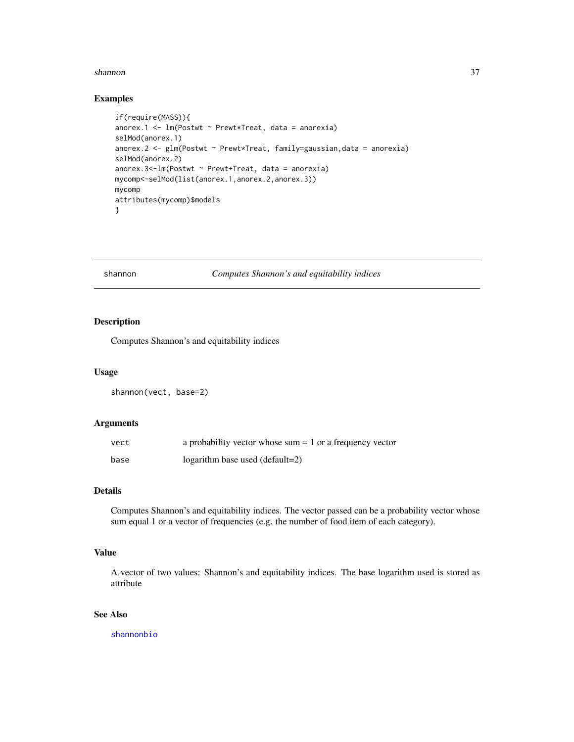## Examples

```
if(require(MASS)){
anorex.1 <- lm(Postwt ~ Prewt*Treat, data = anorexia)
selMod(anorex.1)
anorex.2 <- glm(Postwt ~ Prewt*Treat, family=gaussian,data = anorexia)
selMod(anorex.2)
anorex.3<-lm(Postwt ~ Prewt+Treat, data = anorexia)
mycomp<-selMod(list(anorex.1,anorex.2,anorex.3))
mycomp
attributes(mycomp)$models
}
```

---

# shannon — *Computes Shannon's and equitability indices*

---

## Description

Computes Shannon's and equitability indices

## Usage

```
shannon(vect, base=2)
```

## Arguments

| | |
|---|---|
| `vect` | a probability vector whose sum = 1 or a frequency vector |
| `base` | logarithm base used (default=2) |

## Details

Computes Shannon's and equitability indices. The vector passed can be a probability vector whose sum equal 1 or a vector of frequencies (e.g. the number of food item of each category).

## Value

A vector of two values: Shannon's and equitability indices. The base logarithm used is stored as attribute

## See Also

`shannonbio`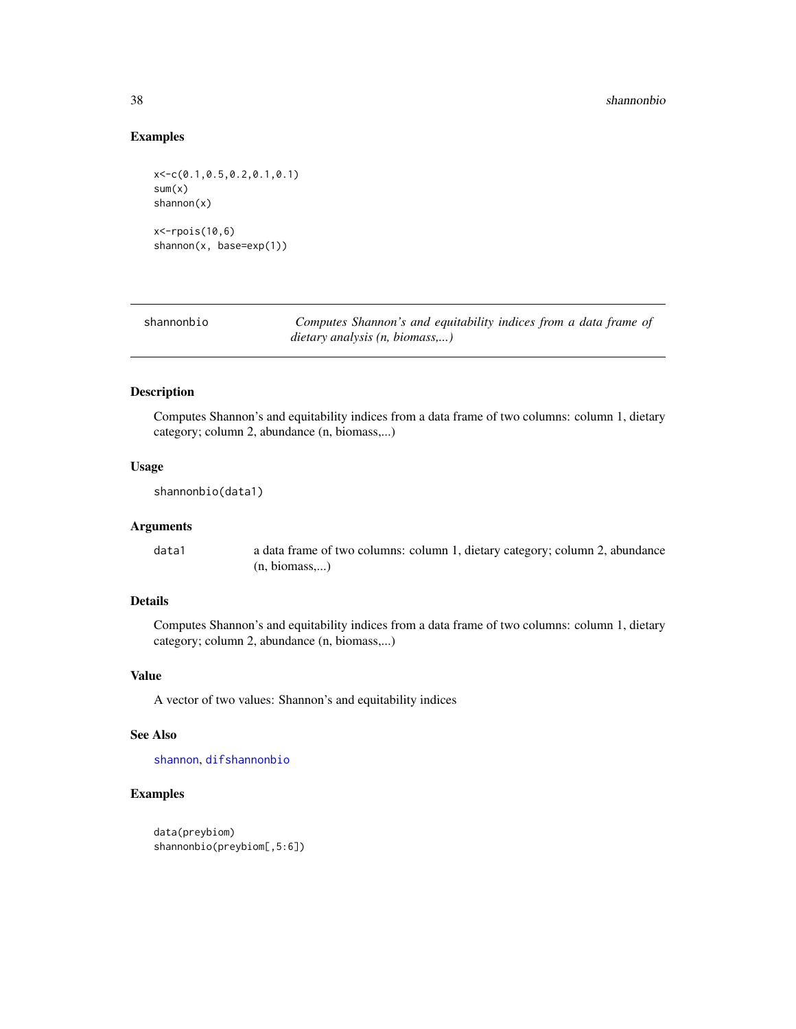## Examples

```
x<-c(0.1,0.5,0.2,0.1,0.1)
sum(x)
shannon(x)

x<-rpois(10,6)
shannon(x, base=exp(1))
```

---

## shannonbio — *Computes Shannon's and equitability indices from a data frame of dietary analysis (n, biomass,...)*

### Description

Computes Shannon's and equitability indices from a data frame of two columns: column 1, dietary category; column 2, abundance (n, biomass,...)

### Usage

```
shannonbio(data1)
```

### Arguments

| | |
|---|---|
| data1 | a data frame of two columns: column 1, dietary category; column 2, abundance (n, biomass,...) |

### Details

Computes Shannon's and equitability indices from a data frame of two columns: column 1, dietary category; column 2, abundance (n, biomass,...)

### Value

A vector of two values: Shannon's and equitability indices

### See Also

shannon, difshannonbio

### Examples

```
data(preybiom)
shannonbio(preybiom[,5:6])
```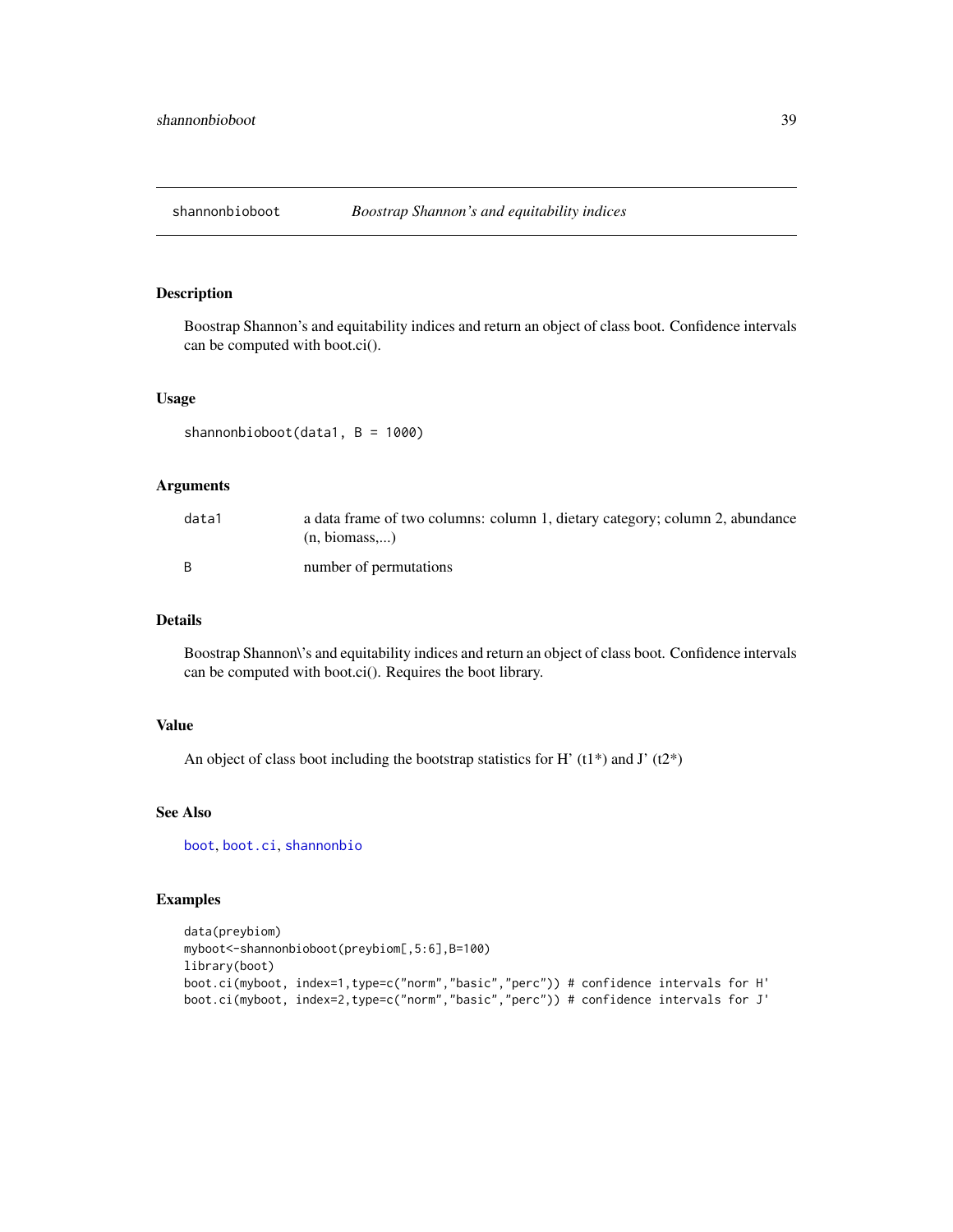# shannonbioboot — *Boostrap Shannon's and equitability indices*

## Description

Boostrap Shannon's and equitability indices and return an object of class boot. Confidence intervals can be computed with boot.ci().

## Usage

```
shannonbioboot(data1, B = 1000)
```

## Arguments

| | |
|---|---|
| data1 | a data frame of two columns: column 1, dietary category; column 2, abundance (n, biomass,...) |
| B | number of permutations |

## Details

Boostrap Shannon\'s and equitability indices and return an object of class boot. Confidence intervals can be computed with boot.ci(). Requires the boot library.

## Value

An object of class boot including the bootstrap statistics for H' (t1*) and J' (t2*)

## See Also

boot, boot.ci, shannonbio

## Examples

```
data(preybiom)
myboot<-shannonbioboot(preybiom[,5:6],B=100)
library(boot)
boot.ci(myboot, index=1,type=c("norm","basic","perc")) # confidence intervals for H'
boot.ci(myboot, index=2,type=c("norm","basic","perc")) # confidence intervals for J'
```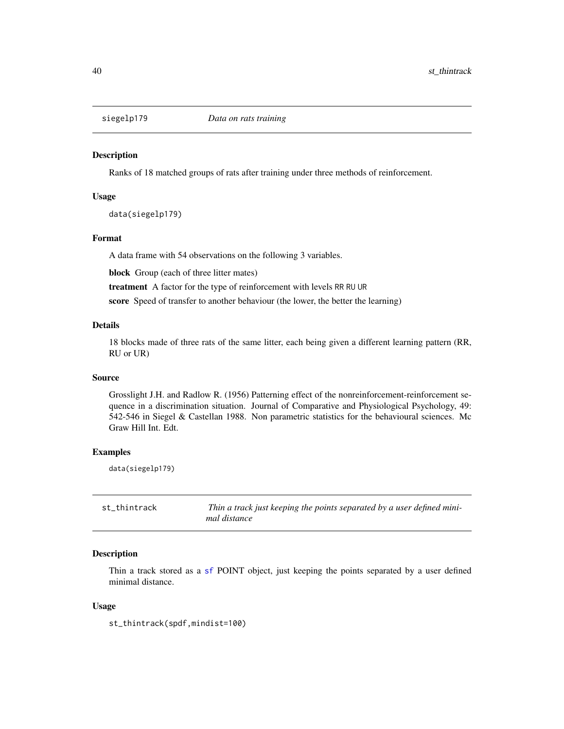## siegelp179 *Data on rats training*

### Description

Ranks of 18 matched groups of rats after training under three methods of reinforcement.

### Usage

```
data(siegelp179)
```

### Format

A data frame with 54 observations on the following 3 variables.

**block** Group (each of three litter mates)

**treatment** A factor for the type of reinforcement with levels RR RU UR

**score** Speed of transfer to another behaviour (the lower, the better the learning)

### Details

18 blocks made of three rats of the same litter, each being given a different learning pattern (RR, RU or UR)

### Source

Grosslight J.H. and Radlow R. (1956) Patterning effect of the nonreinforcement-reinforcement sequence in a discrimination situation. Journal of Comparative and Physiological Psychology, 49: 542-546 in Siegel & Castellan 1988. Non parametric statistics for the behavioural sciences. Mc Graw Hill Int. Edt.

### Examples

```
data(siegelp179)
```

## st_thintrack *Thin a track just keeping the points separated by a user defined minimal distance*

### Description

Thin a track stored as a sf POINT object, just keeping the points separated by a user defined minimal distance.

### Usage

```
st_thintrack(spdf,mindist=100)
```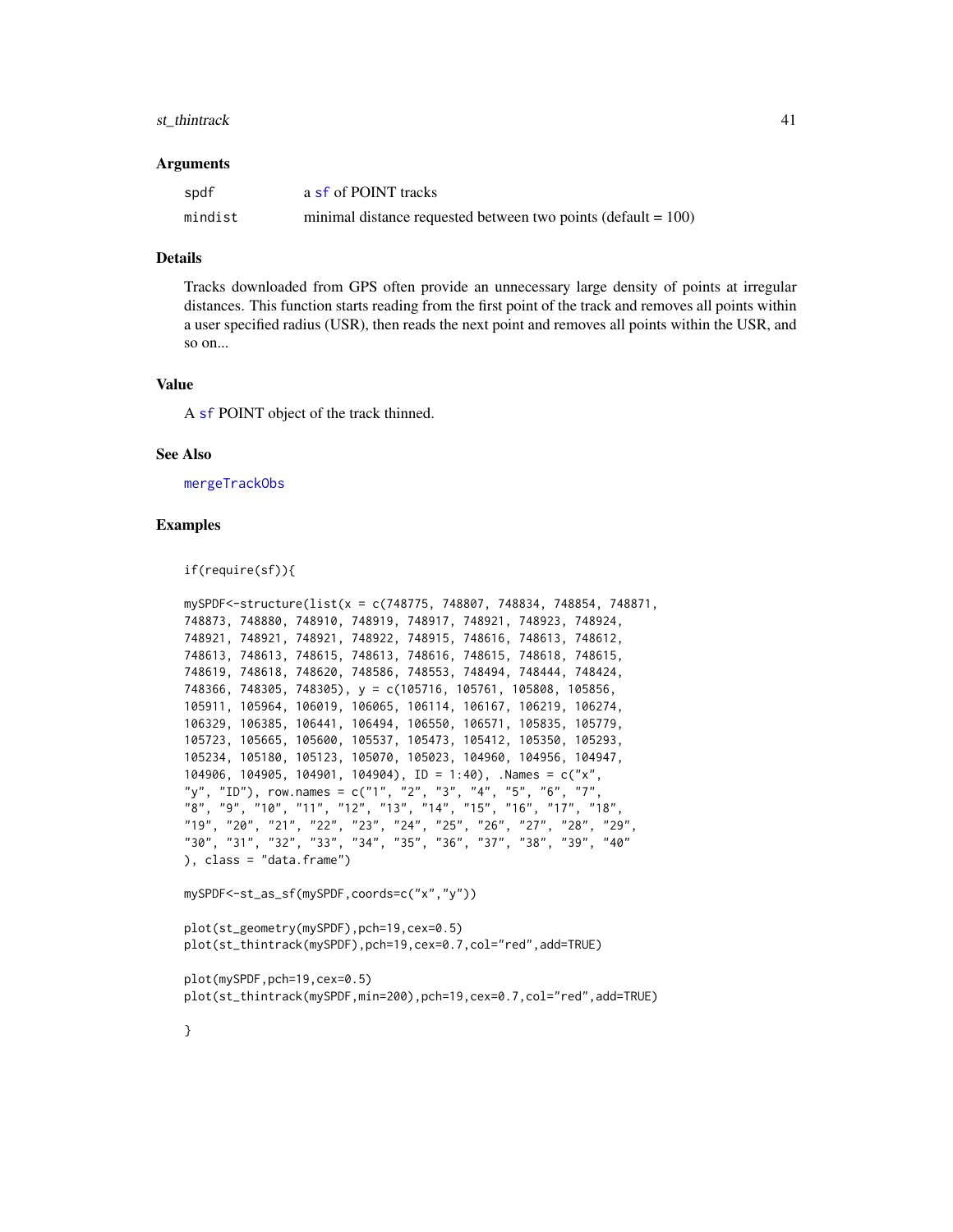### Arguments

| | |
|---|---|
| spdf | a sf of POINT tracks |
| mindist | minimal distance requested between two points (default = 100) |

### Details

Tracks downloaded from GPS often provide an unnecessary large density of points at irregular distances. This function starts reading from the first point of the track and removes all points within a user specified radius (USR), then reads the next point and removes all points within the USR, and so on...

### Value

A sf POINT object of the track thinned.

### See Also

mergeTrackObs

### Examples

```
if(require(sf)){

mySPDF<-structure(list(x = c(748775, 748807, 748834, 748854, 748871,
748873, 748880, 748910, 748919, 748917, 748921, 748923, 748924,
748921, 748921, 748921, 748922, 748915, 748616, 748613, 748612,
748613, 748613, 748615, 748613, 748616, 748615, 748618, 748615,
748619, 748618, 748620, 748586, 748553, 748494, 748444, 748424,
748366, 748305, 748305), y = c(105716, 105761, 105808, 105856,
105911, 105964, 106019, 106065, 106114, 106167, 106219, 106274,
106329, 106385, 106441, 106494, 106550, 106571, 105835, 105779,
105723, 105665, 105600, 105537, 105473, 105412, 105350, 105293,
105234, 105180, 105123, 105070, 105023, 104960, 104956, 104947,
104906, 104905, 104901, 104904), ID = 1:40), .Names = c("x",
"y", "ID"), row.names = c("1", "2", "3", "4", "5", "6", "7",
"8", "9", "10", "11", "12", "13", "14", "15", "16", "17", "18",
"19", "20", "21", "22", "23", "24", "25", "26", "27", "28", "29",
"30", "31", "32", "33", "34", "35", "36", "37", "38", "39", "40"
), class = "data.frame")

mySPDF<-st_as_sf(mySPDF,coords=c("x","y"))

plot(st_geometry(mySPDF),pch=19,cex=0.5)
plot(st_thintrack(mySPDF),pch=19,cex=0.7,col="red",add=TRUE)

plot(mySPDF,pch=19,cex=0.5)
plot(st_thintrack(mySPDF,min=200),pch=19,cex=0.7,col="red",add=TRUE)

}
```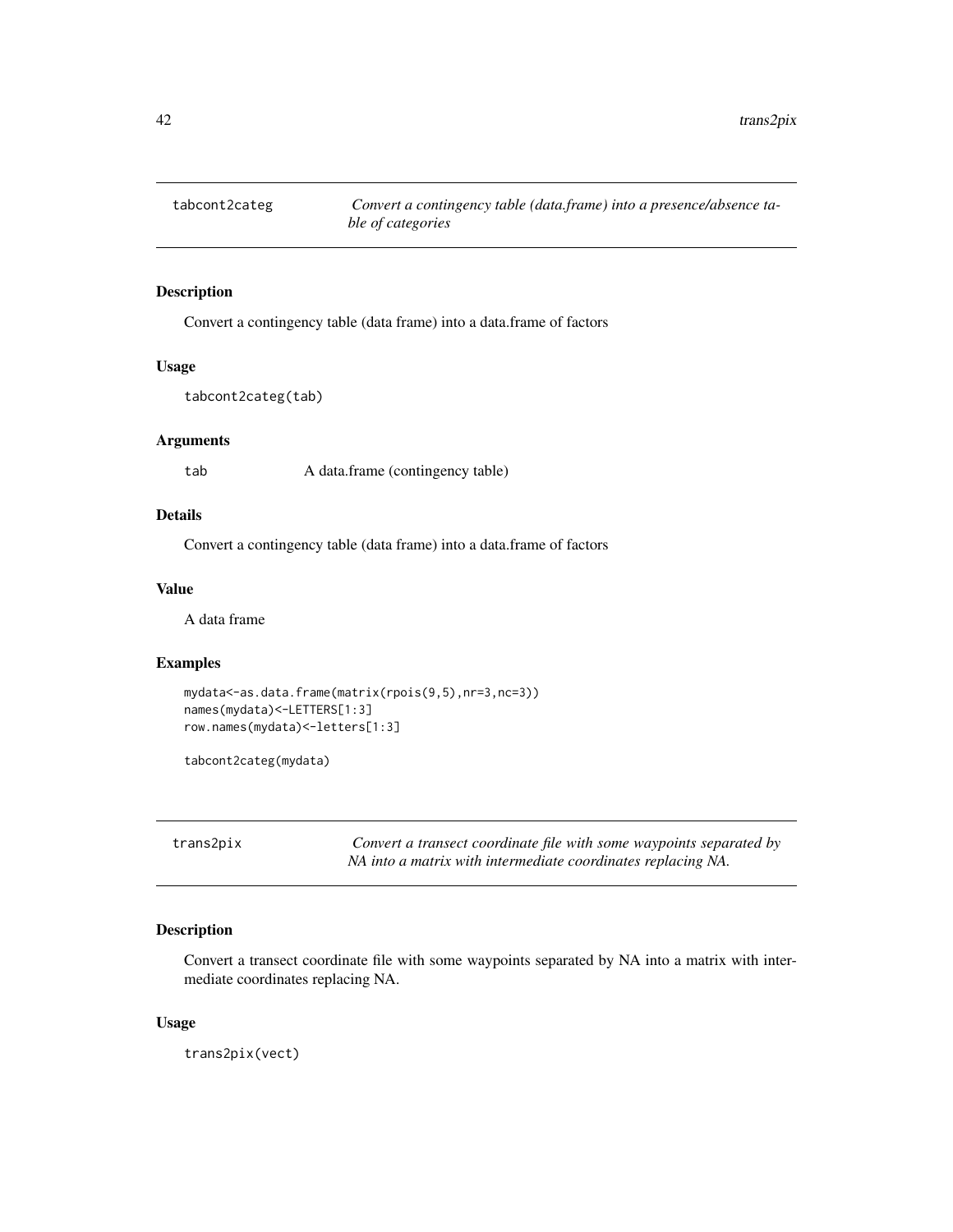## tabcont2categ

*Convert a contingency table (data.frame) into a presence/absence table of categories*

### Description

Convert a contingency table (data frame) into a data.frame of factors

### Usage

```
tabcont2categ(tab)
```

### Arguments

| | |
|---|---|
| tab | A data.frame (contingency table) |

### Details

Convert a contingency table (data frame) into a data.frame of factors

### Value

A data frame

### Examples

```
mydata<-as.data.frame(matrix(rpois(9,5),nr=3,nc=3))
names(mydata)<-LETTERS[1:3]
row.names(mydata)<-letters[1:3]

tabcont2categ(mydata)
```

## trans2pix

*Convert a transect coordinate file with some waypoints separated by NA into a matrix with intermediate coordinates replacing NA.*

### Description

Convert a transect coordinate file with some waypoints separated by NA into a matrix with intermediate coordinates replacing NA.

### Usage

```
trans2pix(vect)
```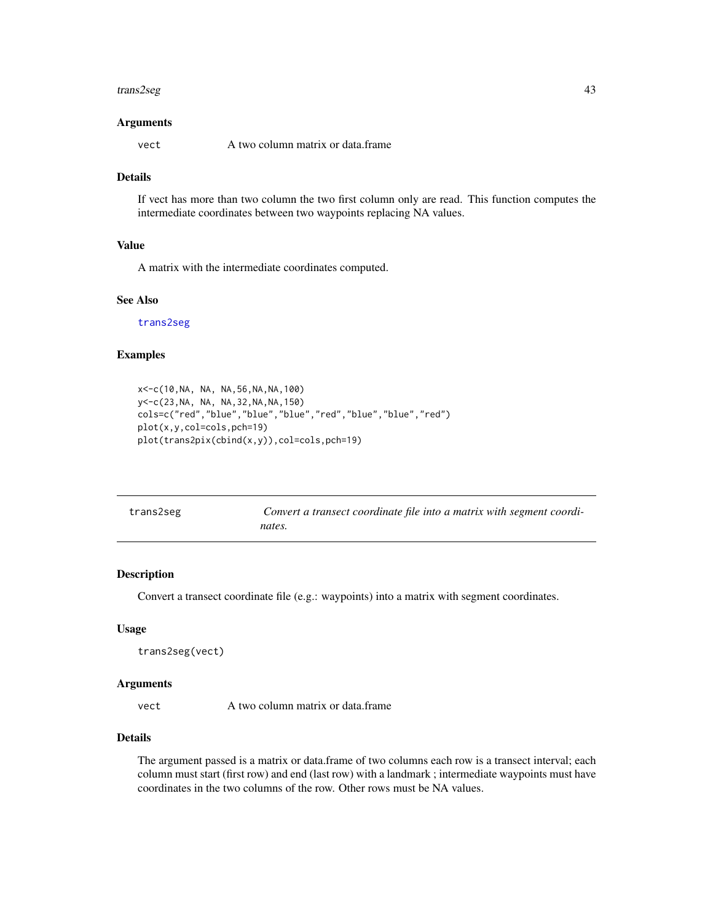### Arguments

`vect` A two column matrix or data.frame

### Details

If vect has more than two column the two first column only are read. This function computes the intermediate coordinates between two waypoints replacing NA values.

### Value

A matrix with the intermediate coordinates computed.

### See Also

trans2seg

### Examples

```
x<-c(10,NA, NA, NA,56,NA,NA,100)
y<-c(23,NA, NA, NA,32,NA,NA,150)
cols=c("red","blue","blue","blue","red","blue","blue","red")
plot(x,y,col=cols,pch=19)
plot(trans2pix(cbind(x,y)),col=cols,pch=19)
```

---

## trans2seg — *Convert a transect coordinate file into a matrix with segment coordinates.*

### Description

Convert a transect coordinate file (e.g.: waypoints) into a matrix with segment coordinates.

### Usage

```
trans2seg(vect)
```

### Arguments

`vect` A two column matrix or data.frame

### Details

The argument passed is a matrix or data.frame of two columns each row is a transect interval; each column must start (first row) and end (last row) with a landmark ; intermediate waypoints must have coordinates in the two columns of the row. Other rows must be NA values.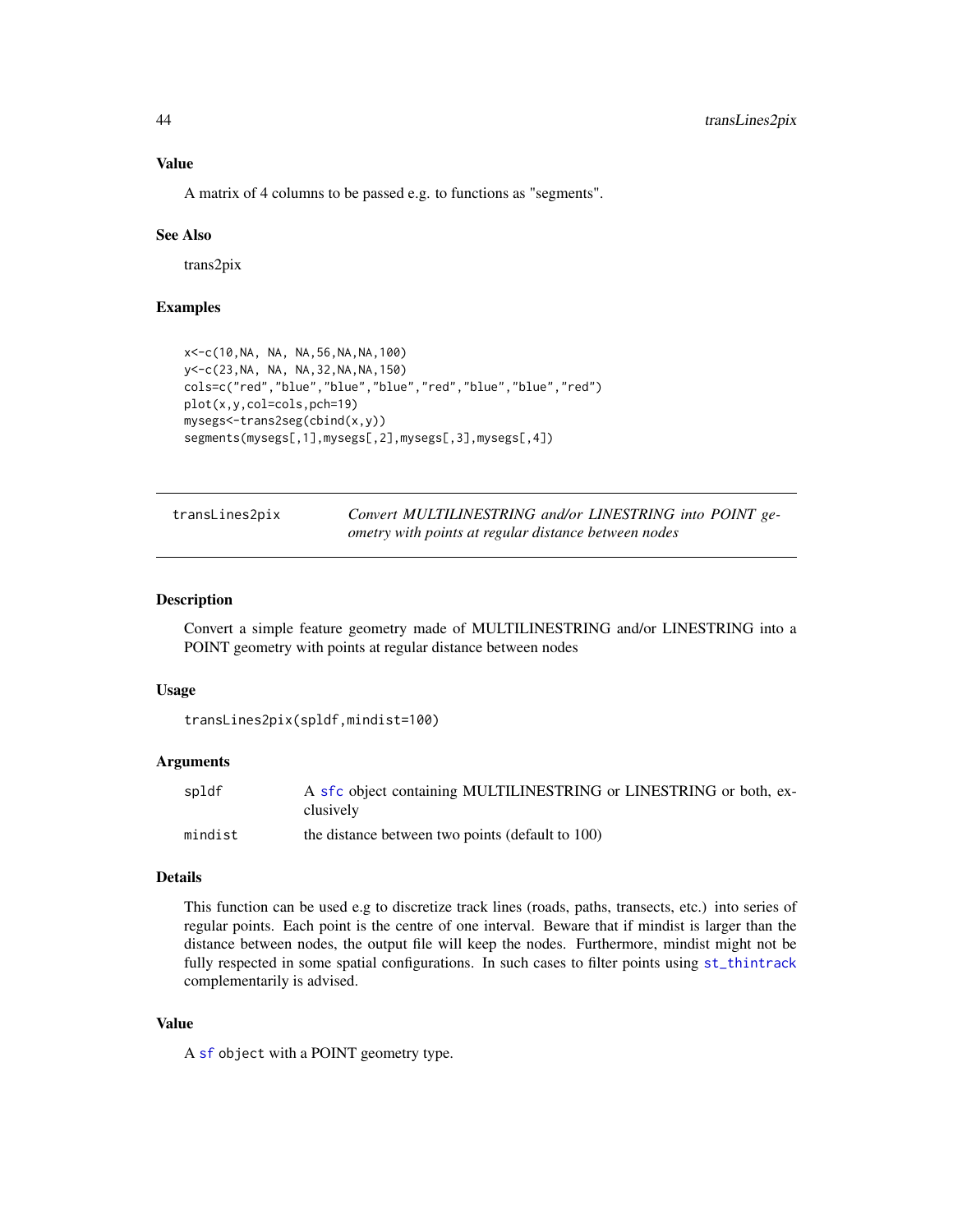### Value

A matrix of 4 columns to be passed e.g. to functions as "segments".

### See Also

trans2pix

### Examples

```
x<-c(10,NA, NA, NA,56,NA,NA,100)
y<-c(23,NA, NA, NA,32,NA,NA,150)
cols=c("red","blue","blue","blue","red","blue","blue","red")
plot(x,y,col=cols,pch=19)
mysegs<-trans2seg(cbind(x,y))
segments(mysegs[,1],mysegs[,2],mysegs[,3],mysegs[,4])
```

---

## transLines2pix — *Convert MULTILINESTRING and/or LINESTRING into POINT geometry with points at regular distance between nodes*

### Description

Convert a simple feature geometry made of MULTILINESTRING and/or LINESTRING into a POINT geometry with points at regular distance between nodes

### Usage

```
transLines2pix(spldf,mindist=100)
```

### Arguments

| | |
|---|---|
| spldf | A sfc object containing MULTILINESTRING or LINESTRING or both, exclusively |
| mindist | the distance between two points (default to 100) |

### Details

This function can be used e.g to discretize track lines (roads, paths, transects, etc.) into series of regular points. Each point is the centre of one interval. Beware that if mindist is larger than the distance between nodes, the output file will keep the nodes. Furthermore, mindist might not be fully respected in some spatial configurations. In such cases to filter points using `st_thintrack` complementarily is advised.

### Value

A `sf` object with a POINT geometry type.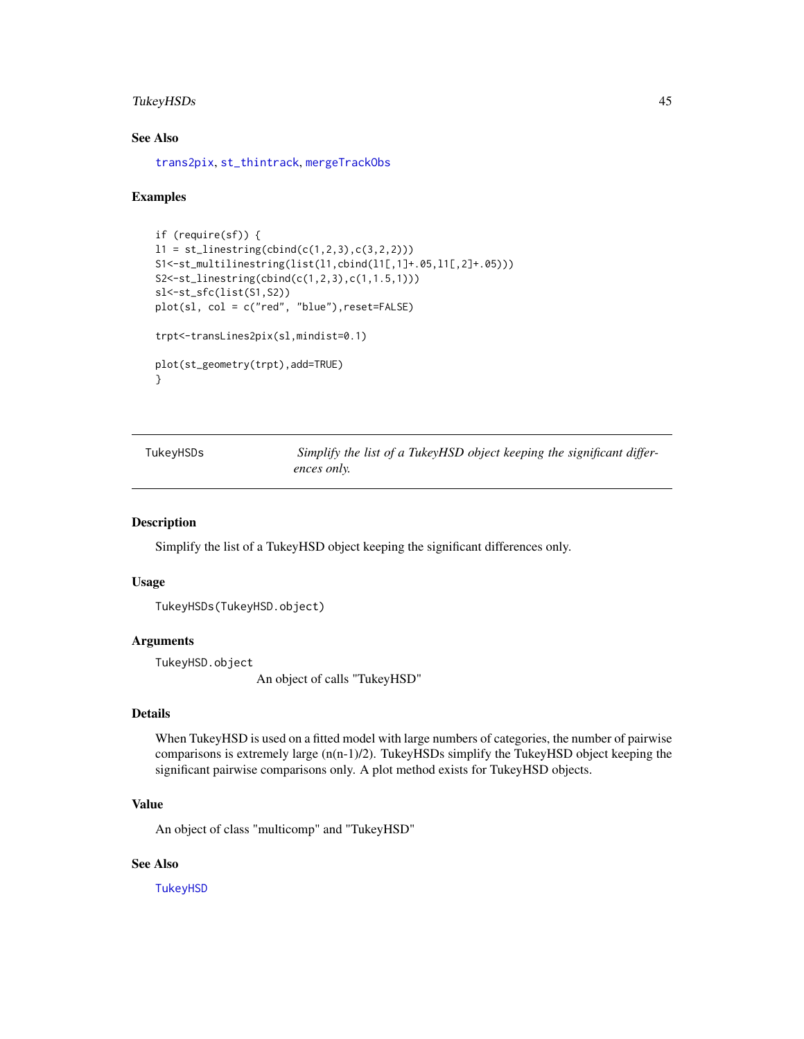### See Also

trans2pix, st_thintrack, mergeTrackObs

### Examples

```
if (require(sf)) {
l1 = st_linestring(cbind(c(1,2,3),c(3,2,2)))
S1<-st_multilinestring(list(l1,cbind(l1[,1]+.05,l1[,2]+.05)))
S2<-st_linestring(cbind(c(1,2,3),c(1,1.5,1)))
sl<-st_sfc(list(S1,S2))
plot(sl, col = c("red", "blue"),reset=FALSE)

trpt<-transLines2pix(sl,mindist=0.1)

plot(st_geometry(trpt),add=TRUE)
}
```

---

## TukeyHSDs — *Simplify the list of a TukeyHSD object keeping the significant differences only.*

### Description

Simplify the list of a TukeyHSD object keeping the significant differences only.

### Usage

```
TukeyHSDs(TukeyHSD.object)
```

### Arguments

`TukeyHSD.object` — An object of calls "TukeyHSD"

### Details

When TukeyHSD is used on a fitted model with large numbers of categories, the number of pairwise comparisons is extremely large (n(n-1)/2). TukeyHSDs simplify the TukeyHSD object keeping the significant pairwise comparisons only. A plot method exists for TukeyHSD objects.

### Value

An object of class "multicomp" and "TukeyHSD"

### See Also

TukeyHSD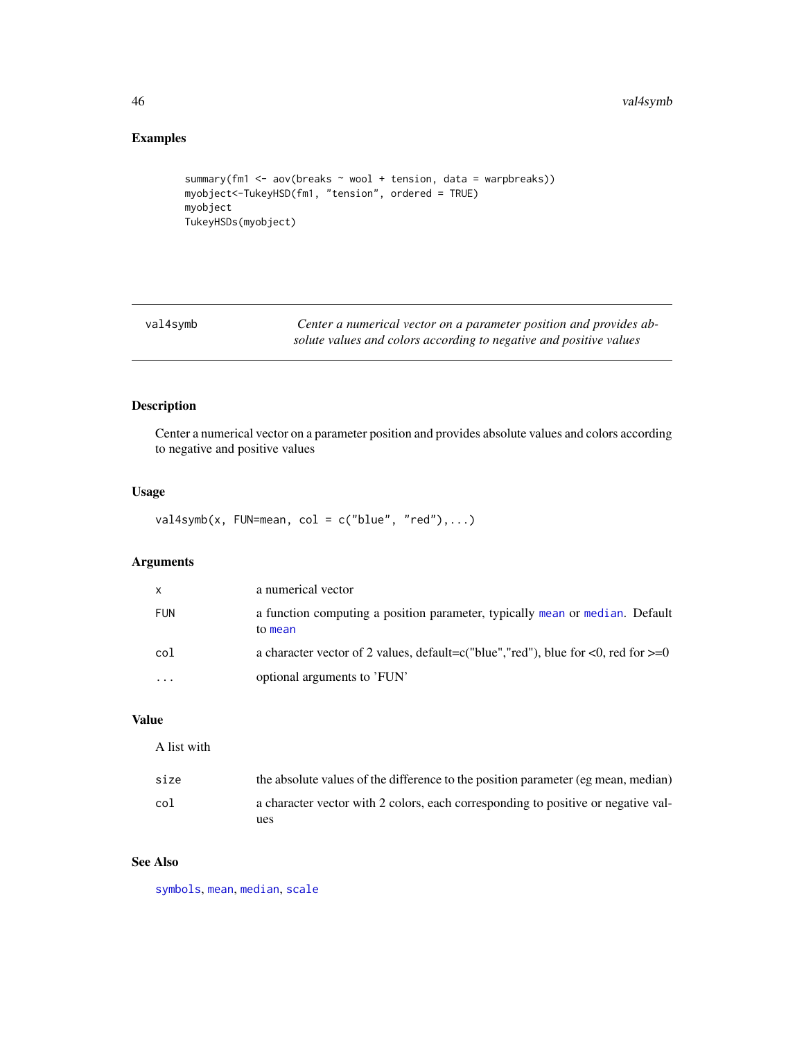## Examples

```
summary(fm1 <- aov(breaks ~ wool + tension, data = warpbreaks))
myobject<-TukeyHSD(fm1, "tension", ordered = TRUE)
myobject
TukeyHSDs(myobject)
```

---

# val4symb — *Center a numerical vector on a parameter position and provides absolute values and colors according to negative and positive values*

---

## Description

Center a numerical vector on a parameter position and provides absolute values and colors according to negative and positive values

## Usage

```
val4symb(x, FUN=mean, col = c("blue", "red"),...)
```

## Arguments

| | |
|---|---|
| `x` | a numerical vector |
| `FUN` | a function computing a position parameter, typically `mean` or `median`. Default to `mean` |
| `col` | a character vector of 2 values, default=c("blue","red"), blue for <0, red for >=0 |
| `...` | optional arguments to 'FUN' |

## Value

A list with

| | |
|---|---|
| `size` | the absolute values of the difference to the position parameter (eg mean, median) |
| `col` | a character vector with 2 colors, each corresponding to positive or negative values |

## See Also

`symbols`, `mean`, `median`, `scale`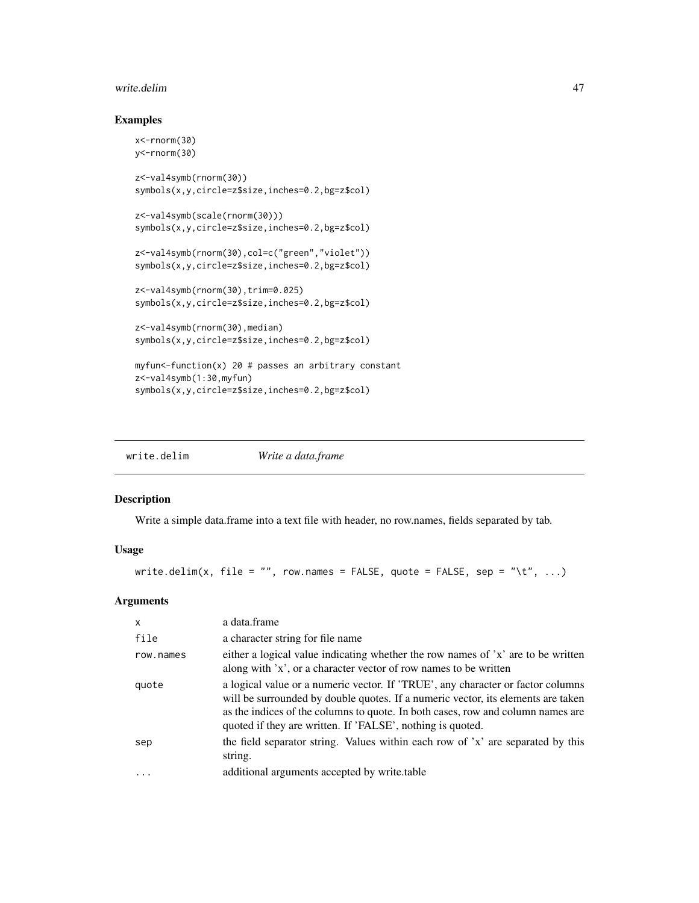### Examples

```
x<-rnorm(30)
y<-rnorm(30)

z<-val4symb(rnorm(30))
symbols(x,y,circle=z$size,inches=0.2,bg=z$col)

z<-val4symb(scale(rnorm(30)))
symbols(x,y,circle=z$size,inches=0.2,bg=z$col)

z<-val4symb(rnorm(30),col=c("green","violet"))
symbols(x,y,circle=z$size,inches=0.2,bg=z$col)

z<-val4symb(rnorm(30),trim=0.025)
symbols(x,y,circle=z$size,inches=0.2,bg=z$col)

z<-val4symb(rnorm(30),median)
symbols(x,y,circle=z$size,inches=0.2,bg=z$col)

myfun<-function(x) 20 # passes an arbitrary constant
z<-val4symb(1:30,myfun)
symbols(x,y,circle=z$size,inches=0.2,bg=z$col)
```

---

## write.delim — *Write a data.frame*

### Description

Write a simple data.frame into a text file with header, no row.names, fields separated by tab.

### Usage

```
write.delim(x, file = "", row.names = FALSE, quote = FALSE, sep = "\t", ...)
```

### Arguments

| | |
|---|---|
| x | a data.frame |
| file | a character string for file name |
| row.names | either a logical value indicating whether the row names of 'x' are to be written along with 'x', or a character vector of row names to be written |
| quote | a logical value or a numeric vector. If 'TRUE', any character or factor columns will be surrounded by double quotes. If a numeric vector, its elements are taken as the indices of the columns to quote. In both cases, row and column names are quoted if they are written. If 'FALSE', nothing is quoted. |
| sep | the field separator string. Values within each row of 'x' are separated by this string. |
| ... | additional arguments accepted by write.table |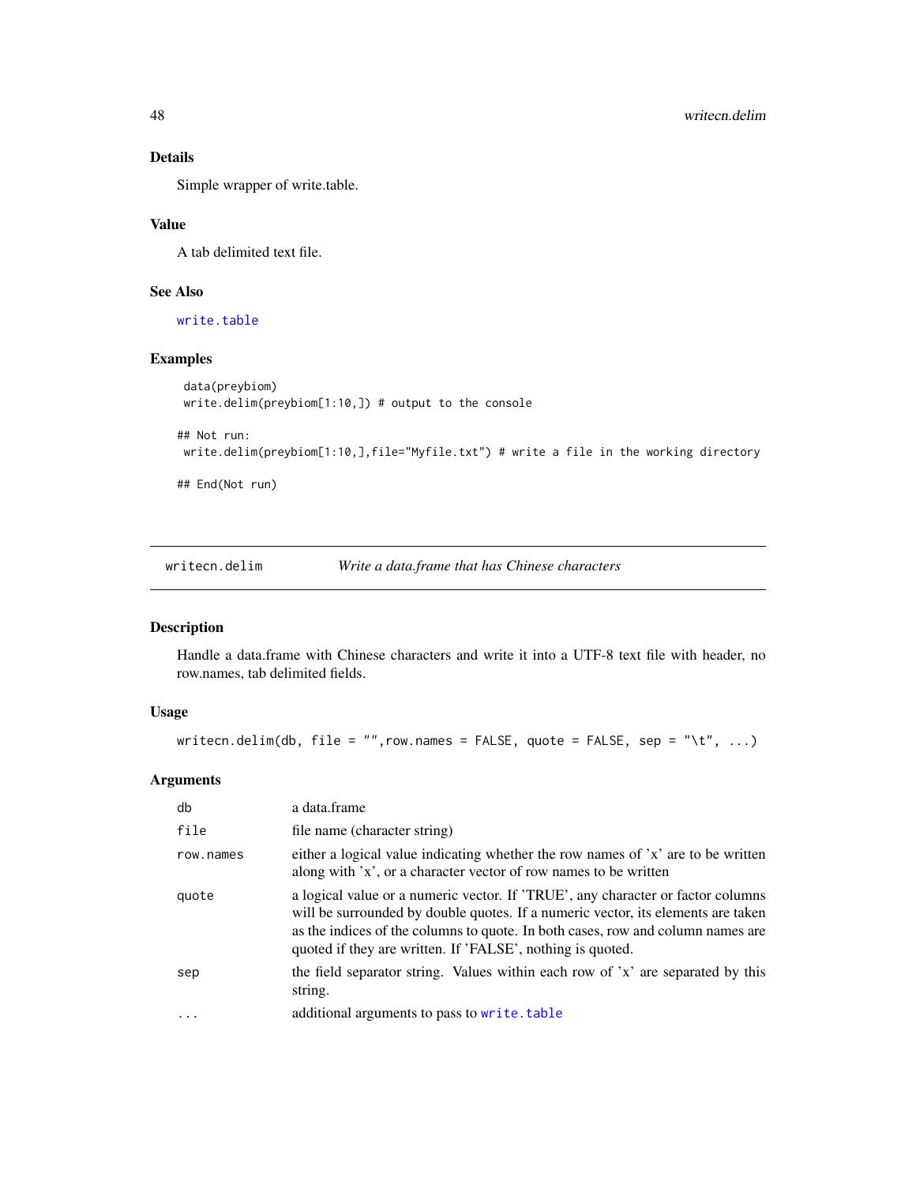### Details

Simple wrapper of write.table.

### Value

A tab delimited text file.

### See Also

write.table

### Examples

```
 data(preybiom)
 write.delim(preybiom[1:10,]) # output to the console

## Not run:
 write.delim(preybiom[1:10,],file="Myfile.txt") # write a file in the working directory

## End(Not run)
```

---

## writecn.delim    *Write a data.frame that has Chinese characters*

### Description

Handle a data.frame with Chinese characters and write it into a UTF-8 text file with header, no row.names, tab delimited fields.

### Usage

```
writecn.delim(db, file = "",row.names = FALSE, quote = FALSE, sep = "\t", ...)
```

### Arguments

| | |
|---|---|
| db | a data.frame |
| file | file name (character string) |
| row.names | either a logical value indicating whether the row names of 'x' are to be written along with 'x', or a character vector of row names to be written |
| quote | a logical value or a numeric vector. If 'TRUE', any character or factor columns will be surrounded by double quotes. If a numeric vector, its elements are taken as the indices of the columns to quote. In both cases, row and column names are quoted if they are written. If 'FALSE', nothing is quoted. |
| sep | the field separator string. Values within each row of 'x' are separated by this string. |
| ... | additional arguments to pass to write.table |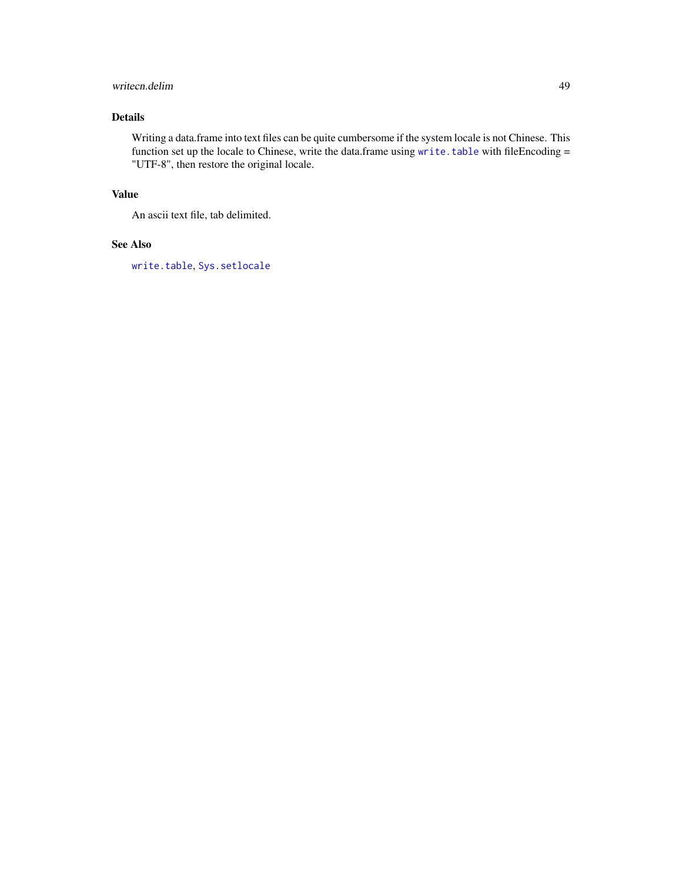## Details

Writing a data.frame into text files can be quite cumbersome if the system locale is not Chinese. This function set up the locale to Chinese, write the data.frame using `write.table` with fileEncoding = "UTF-8", then restore the original locale.

## Value

An ascii text file, tab delimited.

## See Also

`write.table`, `Sys.setlocale`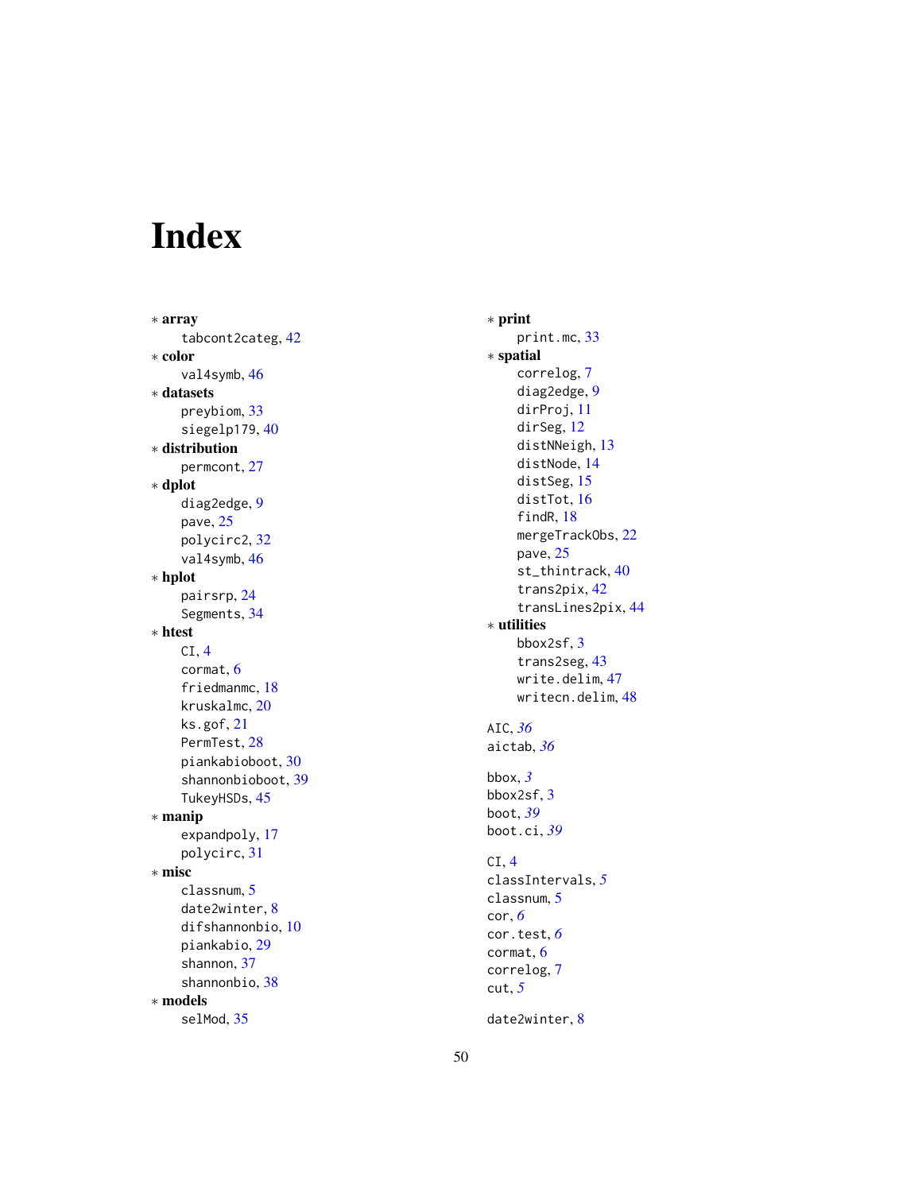# Index

∗ **array**
  tabcont2categ, 42
∗ **color**
  val4symb, 46
∗ **datasets**
  preybiom, 33
  siegelp179, 40
∗ **distribution**
  permcont, 27
∗ **dplot**
  diag2edge, 9
  pave, 25
  polycirc2, 32
  val4symb, 46
∗ **hplot**
  pairsrp, 24
  Segments, 34
∗ **htest**
  CI, 4
  cormat, 6
  friedmanmc, 18
  kruskalmc, 20
  ks.gof, 21
  PermTest, 28
  piankabioboot, 30
  shannonbioboot, 39
  TukeyHSDs, 45
∗ **manip**
  expandpoly, 17
  polycirc, 31
∗ **misc**
  classnum, 5
  date2winter, 8
  difshannonbio, 10
  piankabio, 29
  shannon, 37
  shannonbio, 38
∗ **models**
  selMod, 35
∗ **print**
  print.mc, 33
∗ **spatial**
  correlog, 7
  diag2edge, 9
  dirProj, 11
  dirSeg, 12
  distNNeigh, 13
  distNode, 14
  distSeg, 15
  distTot, 16
  findR, 18
  mergeTrackObs, 22
  pave, 25
  st_thintrack, 40
  trans2pix, 42
  transLines2pix, 44
∗ **utilities**
  bbox2sf, 3
  trans2seg, 43
  write.delim, 47
  writecn.delim, 48

AIC, *36*
aictab, *36*

bbox, *3*
bbox2sf, 3
boot, *39*
boot.ci, *39*

CI, 4
classIntervals, *5*
classnum, 5
cor, *6*
cor.test, *6*
cormat, 6
correlog, 7
cut, *5*

date2winter, 8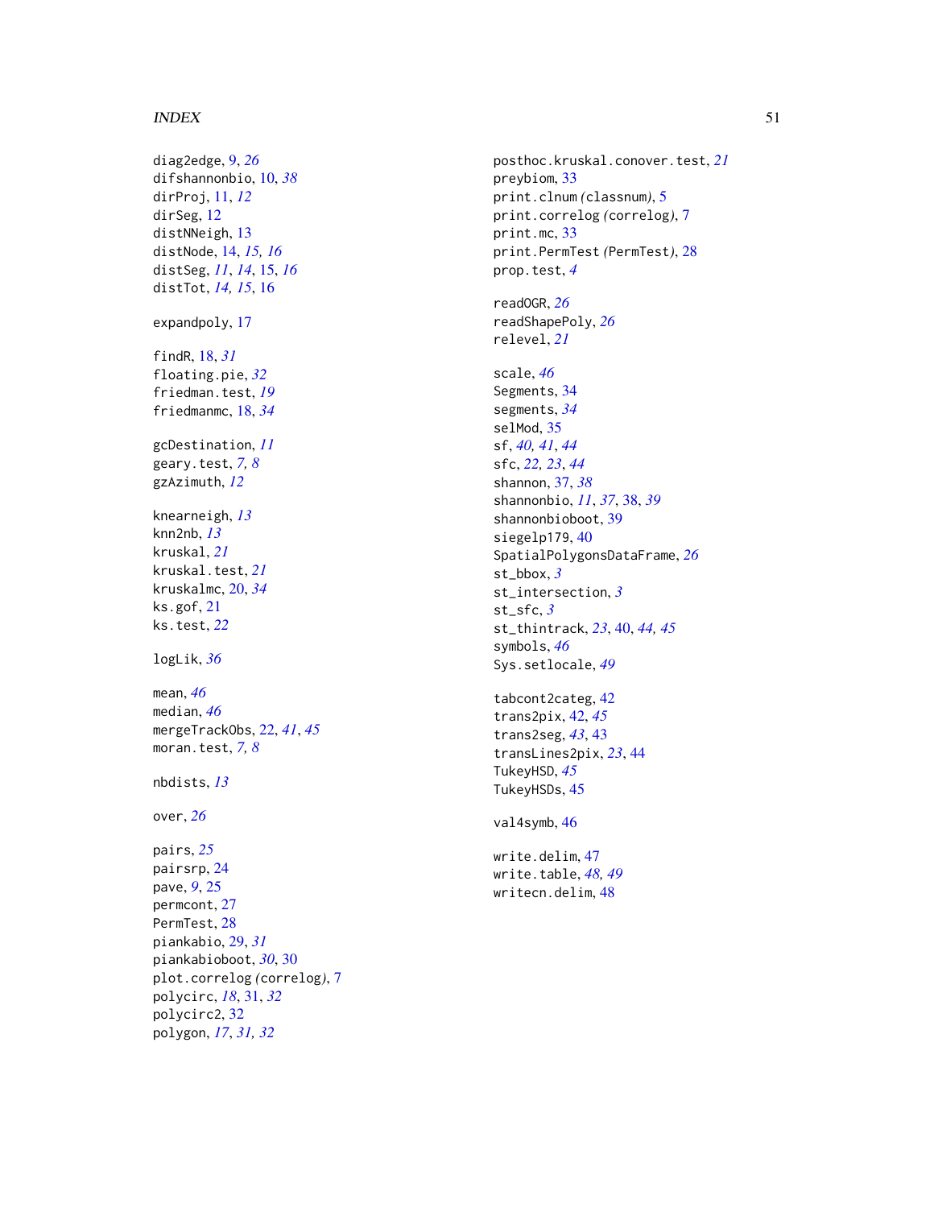diag2edge, 9, *26*
difshannonbio, 10, *38*
dirProj, 11, *12*
dirSeg, 12
distNNeigh, 13
distNode, 14, *15, 16*
distSeg, *11*, *14*, 15, *16*
distTot, *14, 15*, 16

expandpoly, 17

findR, 18, *31*
floating.pie, *32*
friedman.test, *19*
friedmanmc, 18, *34*

gcDestination, *11*
geary.test, *7, 8*
gzAzimuth, *12*

knearneigh, *13*
knn2nb, *13*
kruskal, *21*
kruskal.test, *21*
kruskalmc, 20, *34*
ks.gof, 21
ks.test, *22*

logLik, *36*

mean, *46*
median, *46*
mergeTrackObs, 22, *41*, *45*
moran.test, *7, 8*

nbdists, *13*

over, *26*

pairs, *25*
pairsrp, 24
pave, *9*, 25
permcont, 27
PermTest, 28
piankabio, 29, *31*
piankabioboot, *30*, 30
plot.correlog (correlog), 7
polycirc, *18*, 31, *32*
polycirc2, 32
polygon, *17*, *31, 32*

posthoc.kruskal.conover.test, *21*
preybiom, 33
print.clnum (classnum), 5
print.correlog (correlog), 7
print.mc, 33
print.PermTest (PermTest), 28
prop.test, *4*

readOGR, *26*
readShapePoly, *26*
relevel, *21*

scale, *46*
Segments, 34
segments, *34*
selMod, 35
sf, *40, 41*, *44*
sfc, *22, 23*, *44*
shannon, 37, *38*
shannonbio, *11*, *37*, 38, *39*
shannonbioboot, 39
siegelp179, 40
SpatialPolygonsDataFrame, *26*
st_bbox, *3*
st_intersection, *3*
st_sfc, *3*
st_thintrack, *23*, 40, *44, 45*
symbols, *46*
Sys.setlocale, *49*

tabcont2categ, 42
trans2pix, 42, *45*
trans2seg, *43*, 43
transLines2pix, *23*, 44
TukeyHSD, *45*
TukeyHSDs, 45

val4symb, 46

write.delim, 47
write.table, *48, 49*
writecn.delim, 48